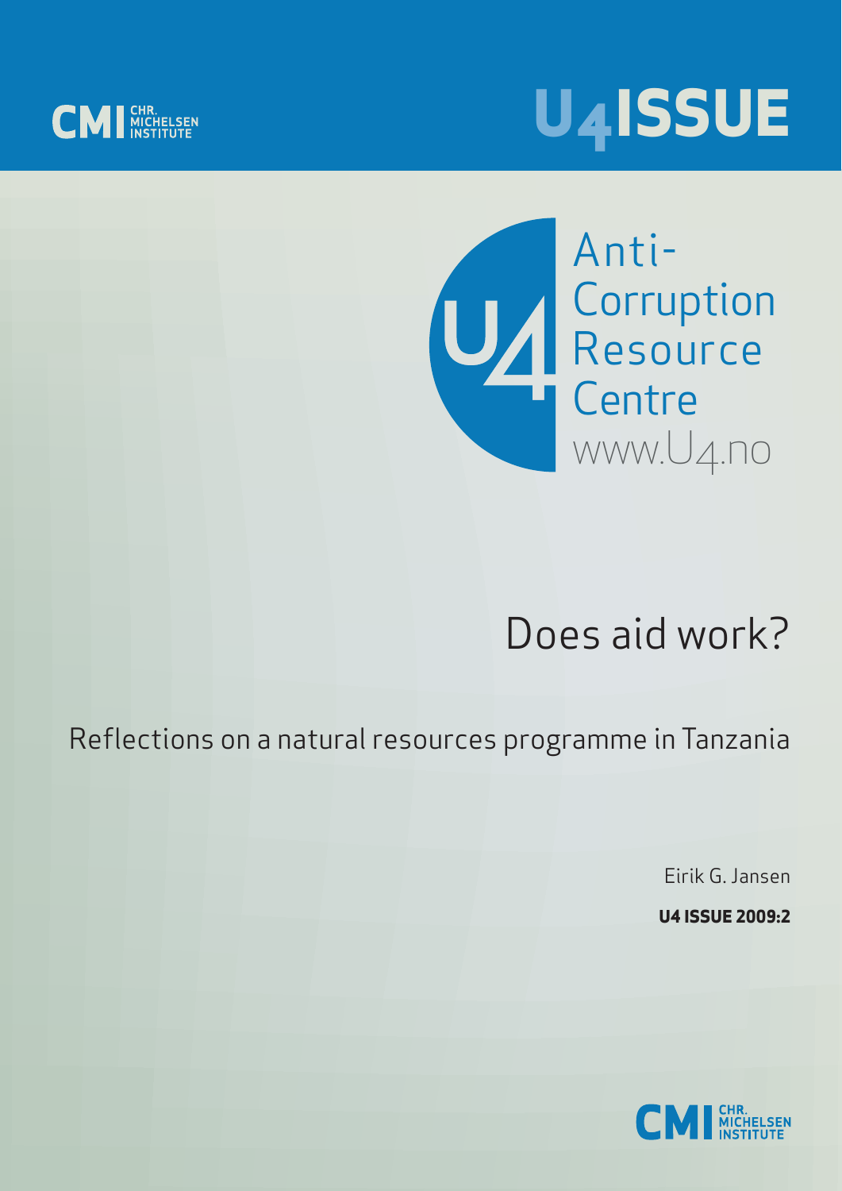U4 ISSUE

Anti-Corruption Resource Centre
www.U4.no

# Does aid work?

## Reflections on a natural resources programme in Tanzania

Eirik G. Jansen

**U4 ISSUE 2009:2**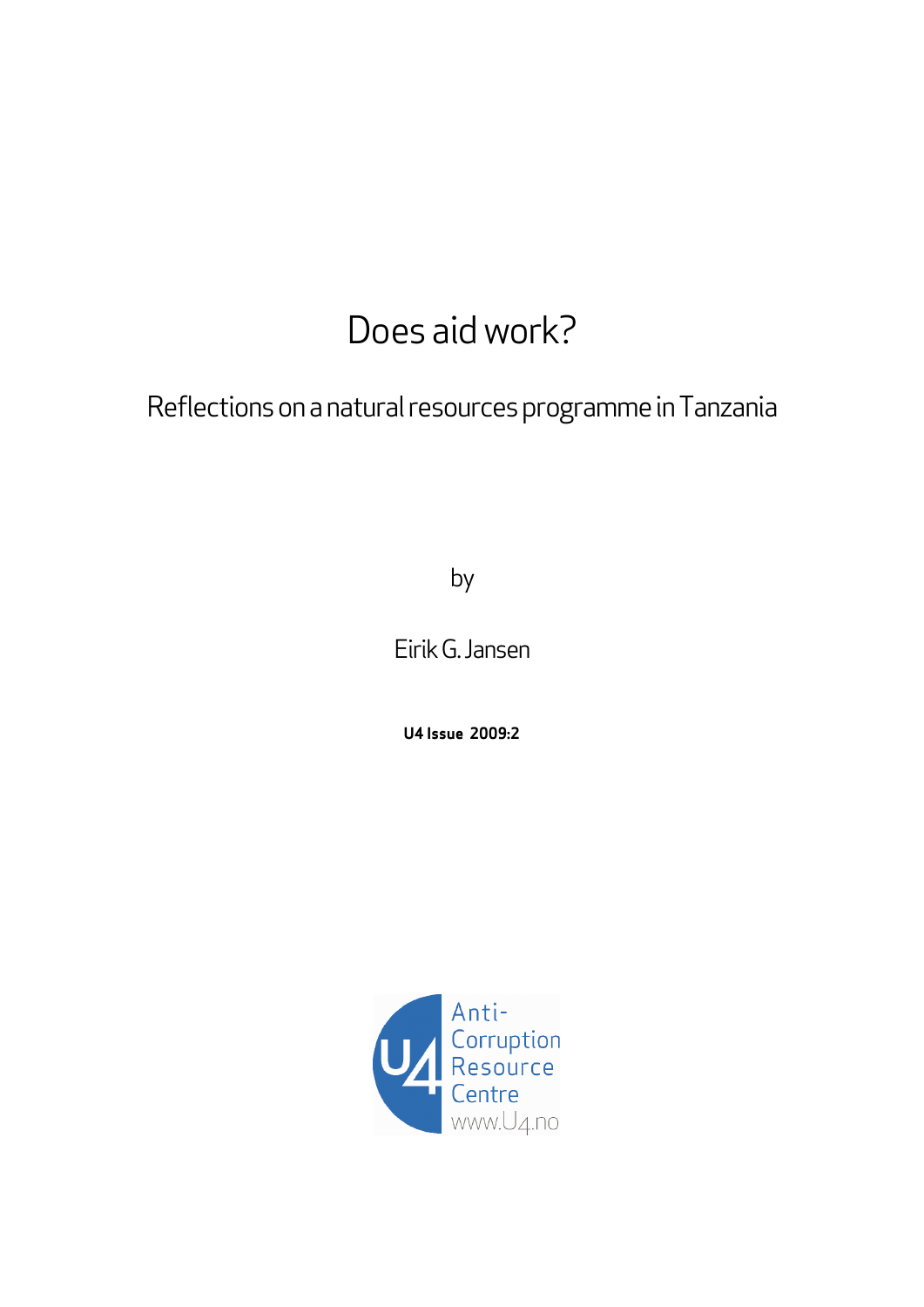# Does aid work?

## Reflections on a natural resources programme in Tanzania

by

Eirik G. Jansen

**U4 Issue 2009:2**

Anti-Corruption Resource Centre
www.U4.no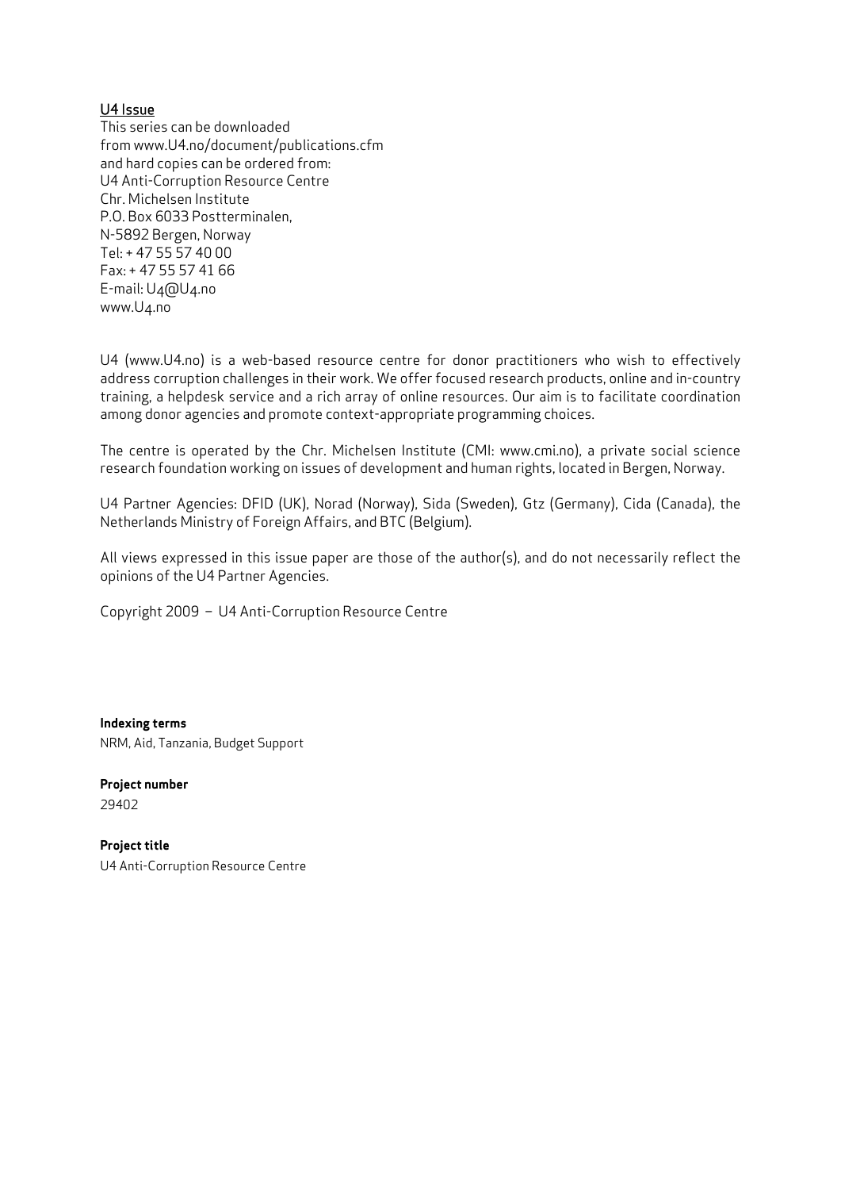U4 Issue

This series can be downloaded
from www.U4.no/document/publications.cfm
and hard copies can be ordered from:
U4 Anti-Corruption Resource Centre
Chr. Michelsen Institute
P.O. Box 6033 Postterminalen,
N-5892 Bergen, Norway
Tel: + 47 55 57 40 00
Fax: + 47 55 57 41 66
E-mail: U4@U4.no
www.U4.no

U4 (www.U4.no) is a web-based resource centre for donor practitioners who wish to effectively address corruption challenges in their work. We offer focused research products, online and in-country training, a helpdesk service and a rich array of online resources. Our aim is to facilitate coordination among donor agencies and promote context-appropriate programming choices.

The centre is operated by the Chr. Michelsen Institute (CMI: www.cmi.no), a private social science research foundation working on issues of development and human rights, located in Bergen, Norway.

U4 Partner Agencies: DFID (UK), Norad (Norway), Sida (Sweden), Gtz (Germany), Cida (Canada), the Netherlands Ministry of Foreign Affairs, and BTC (Belgium).

All views expressed in this issue paper are those of the author(s), and do not necessarily reflect the opinions of the U4 Partner Agencies.

Copyright 2009 – U4 Anti-Corruption Resource Centre

**Indexing terms**
NRM, Aid, Tanzania, Budget Support

**Project number**
29402

**Project title**
U4 Anti-Corruption Resource Centre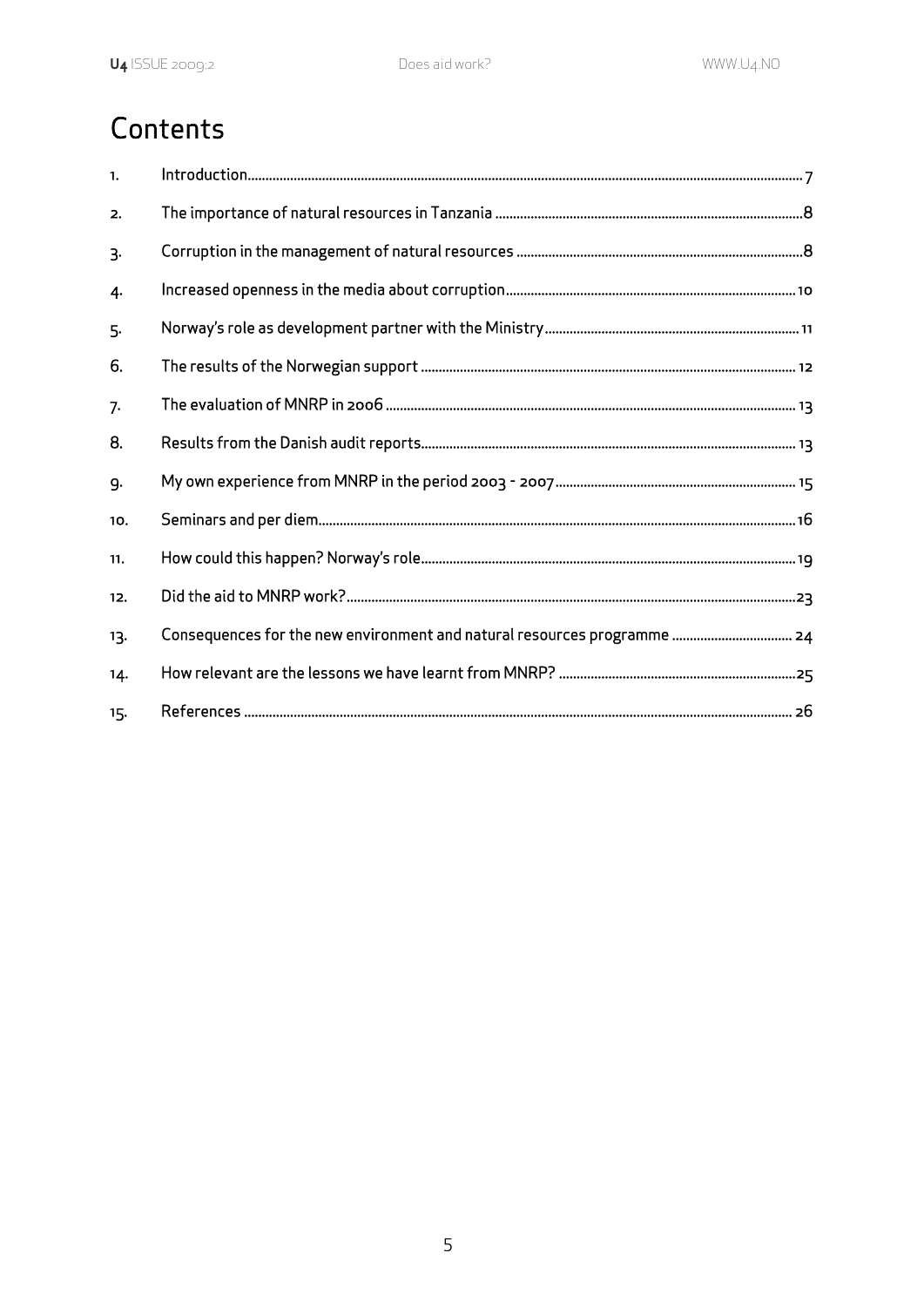# Contents

| | | |
|---|---|---|
| 1. | Introduction | 7 |
| 2. | The importance of natural resources in Tanzania | 8 |
| 3. | Corruption in the management of natural resources | 8 |
| 4. | Increased openness in the media about corruption | 10 |
| 5. | Norway's role as development partner with the Ministry | 11 |
| 6. | The results of the Norwegian support | 12 |
| 7. | The evaluation of MNRP in 2006 | 13 |
| 8. | Results from the Danish audit reports | 13 |
| 9. | My own experience from MNRP in the period 2003 - 2007 | 15 |
| 10. | Seminars and per diem | 16 |
| 11. | How could this happen? Norway's role | 19 |
| 12. | Did the aid to MNRP work? | 23 |
| 13. | Consequences for the new environment and natural resources programme | 24 |
| 14. | How relevant are the lessons we have learnt from MNRP? | 25 |
| 15. | References | 26 |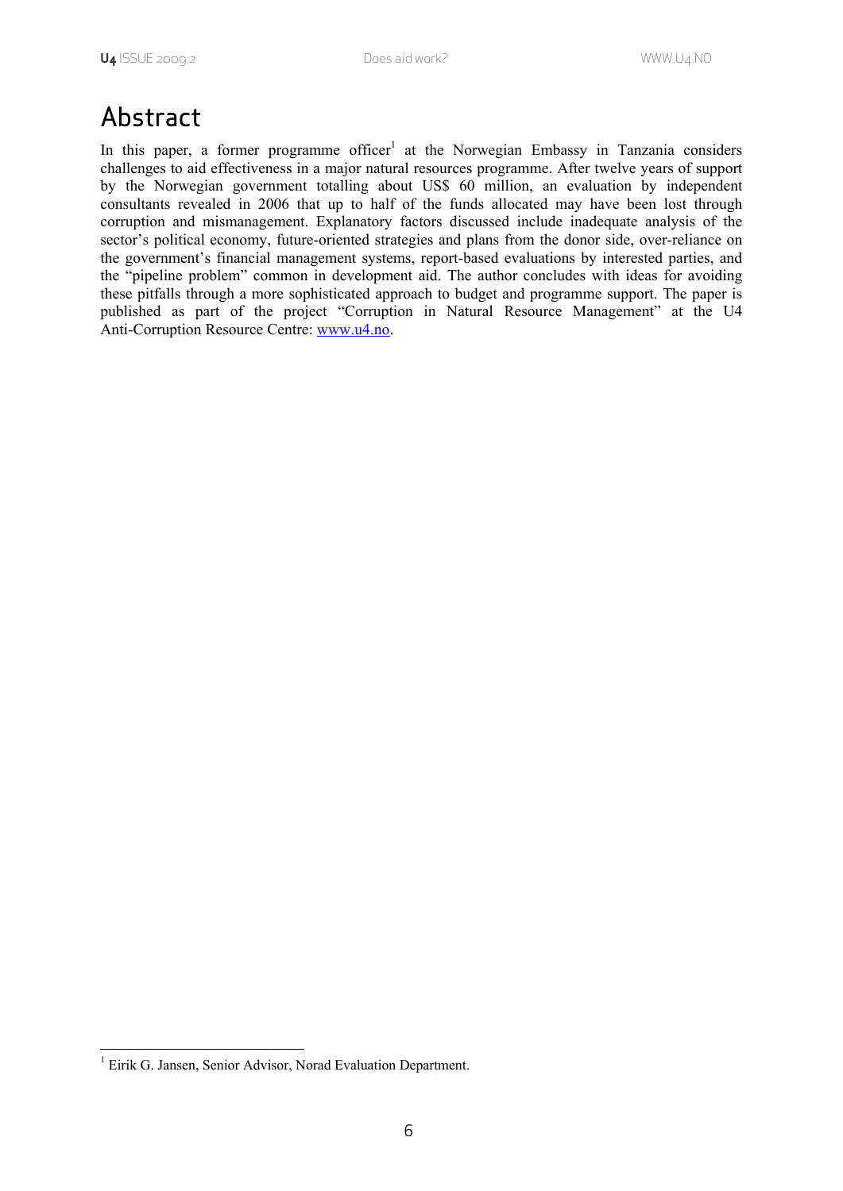# Abstract

In this paper, a former programme officer[1] at the Norwegian Embassy in Tanzania considers challenges to aid effectiveness in a major natural resources programme. After twelve years of support by the Norwegian government totalling about US$ 60 million, an evaluation by independent consultants revealed in 2006 that up to half of the funds allocated may have been lost through corruption and mismanagement. Explanatory factors discussed include inadequate analysis of the sector's political economy, future-oriented strategies and plans from the donor side, over-reliance on the government's financial management systems, report-based evaluations by interested parties, and the "pipeline problem" common in development aid. The author concludes with ideas for avoiding these pitfalls through a more sophisticated approach to budget and programme support. The paper is published as part of the project "Corruption in Natural Resource Management" at the U4 Anti-Corruption Resource Centre: [www.u4.no](http://www.u4.no).

[1] Eirik G. Jansen, Senior Advisor, Norad Evaluation Department.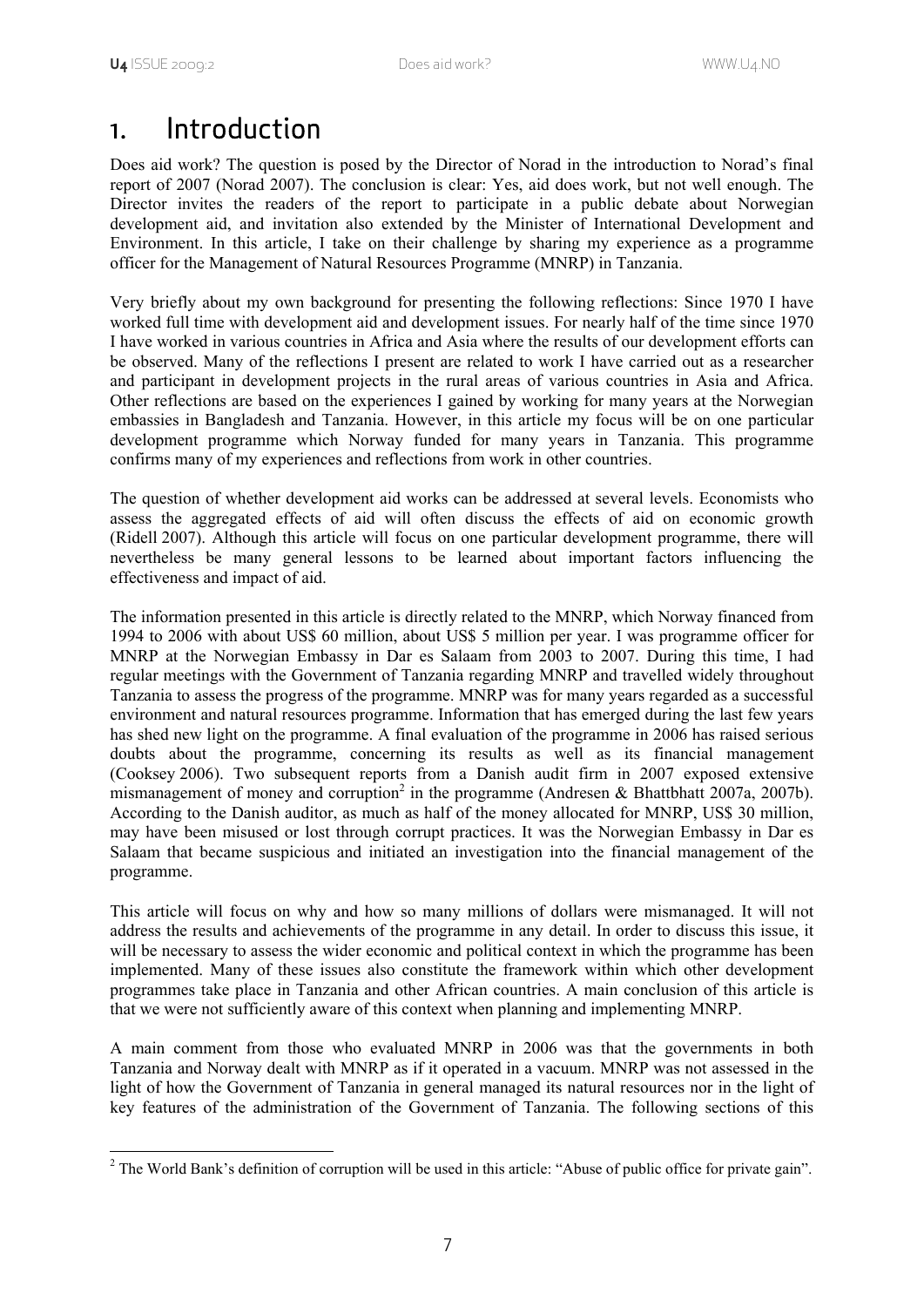# 1. Introduction

Does aid work? The question is posed by the Director of Norad in the introduction to Norad's final report of 2007 (Norad 2007). The conclusion is clear: Yes, aid does work, but not well enough. The Director invites the readers of the report to participate in a public debate about Norwegian development aid, and invitation also extended by the Minister of International Development and Environment. In this article, I take on their challenge by sharing my experience as a programme officer for the Management of Natural Resources Programme (MNRP) in Tanzania.

Very briefly about my own background for presenting the following reflections: Since 1970 I have worked full time with development aid and development issues. For nearly half of the time since 1970 I have worked in various countries in Africa and Asia where the results of our development efforts can be observed. Many of the reflections I present are related to work I have carried out as a researcher and participant in development projects in the rural areas of various countries in Asia and Africa. Other reflections are based on the experiences I gained by working for many years at the Norwegian embassies in Bangladesh and Tanzania. However, in this article my focus will be on one particular development programme which Norway funded for many years in Tanzania. This programme confirms many of my experiences and reflections from work in other countries.

The question of whether development aid works can be addressed at several levels. Economists who assess the aggregated effects of aid will often discuss the effects of aid on economic growth (Ridell 2007). Although this article will focus on one particular development programme, there will nevertheless be many general lessons to be learned about important factors influencing the effectiveness and impact of aid.

The information presented in this article is directly related to the MNRP, which Norway financed from 1994 to 2006 with about US$ 60 million, about US$ 5 million per year. I was programme officer for MNRP at the Norwegian Embassy in Dar es Salaam from 2003 to 2007. During this time, I had regular meetings with the Government of Tanzania regarding MNRP and travelled widely throughout Tanzania to assess the progress of the programme. MNRP was for many years regarded as a successful environment and natural resources programme. Information that has emerged during the last few years has shed new light on the programme. A final evaluation of the programme in 2006 has raised serious doubts about the programme, concerning its results as well as its financial management (Cooksey 2006). Two subsequent reports from a Danish audit firm in 2007 exposed extensive mismanagement of money and corruption[2] in the programme (Andresen & Bhattbhatt 2007a, 2007b). According to the Danish auditor, as much as half of the money allocated for MNRP, US$ 30 million, may have been misused or lost through corrupt practices. It was the Norwegian Embassy in Dar es Salaam that became suspicious and initiated an investigation into the financial management of the programme.

This article will focus on why and how so many millions of dollars were mismanaged. It will not address the results and achievements of the programme in any detail. In order to discuss this issue, it will be necessary to assess the wider economic and political context in which the programme has been implemented. Many of these issues also constitute the framework within which other development programmes take place in Tanzania and other African countries. A main conclusion of this article is that we were not sufficiently aware of this context when planning and implementing MNRP.

A main comment from those who evaluated MNRP in 2006 was that the governments in both Tanzania and Norway dealt with MNRP as if it operated in a vacuum. MNRP was not assessed in the light of how the Government of Tanzania in general managed its natural resources nor in the light of key features of the administration of the Government of Tanzania. The following sections of this

[2] The World Bank's definition of corruption will be used in this article: "Abuse of public office for private gain".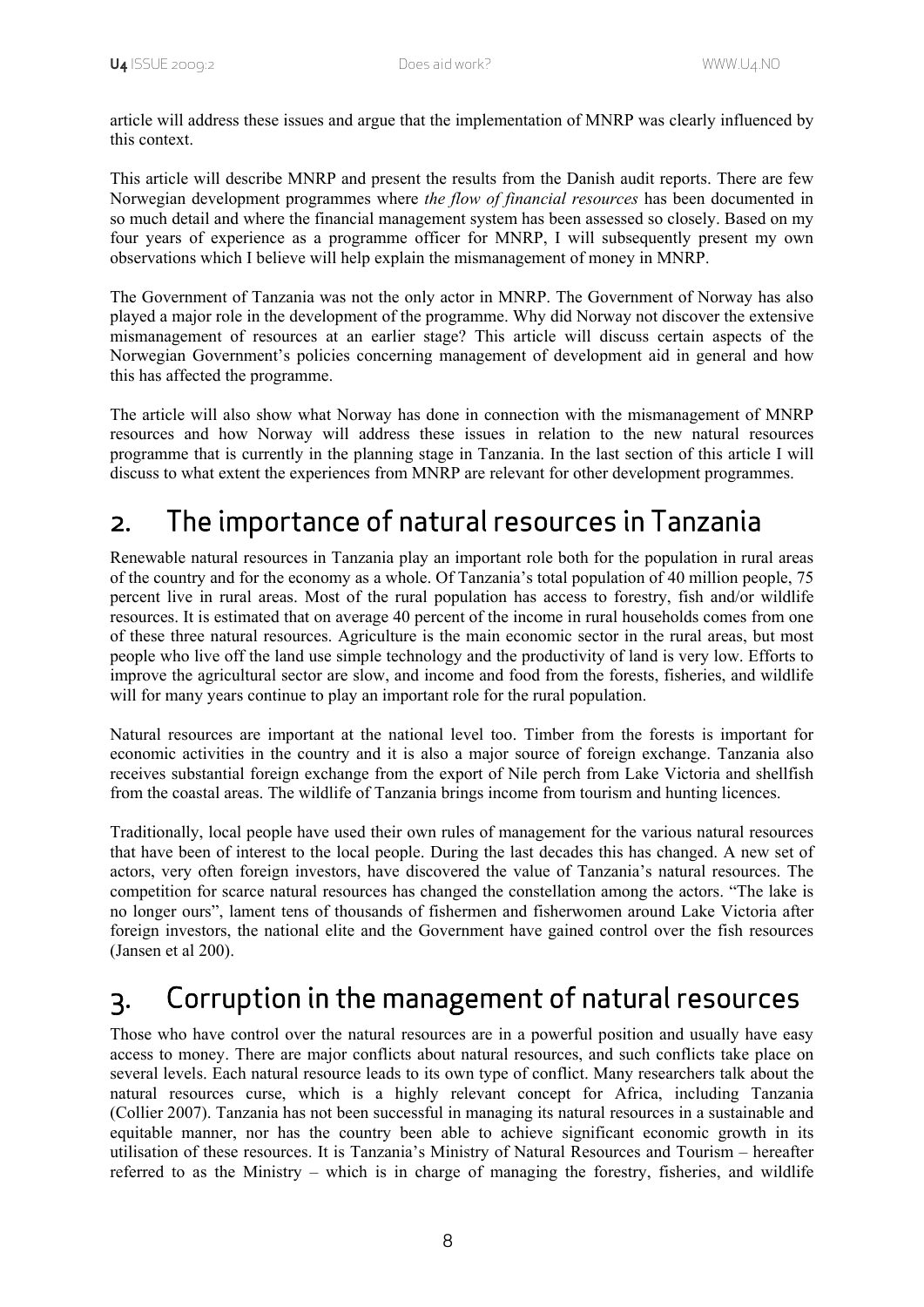article will address these issues and argue that the implementation of MNRP was clearly influenced by this context.

This article will describe MNRP and present the results from the Danish audit reports. There are few Norwegian development programmes where *the flow of financial resources* has been documented in so much detail and where the financial management system has been assessed so closely. Based on my four years of experience as a programme officer for MNRP, I will subsequently present my own observations which I believe will help explain the mismanagement of money in MNRP.

The Government of Tanzania was not the only actor in MNRP. The Government of Norway has also played a major role in the development of the programme. Why did Norway not discover the extensive mismanagement of resources at an earlier stage? This article will discuss certain aspects of the Norwegian Government's policies concerning management of development aid in general and how this has affected the programme.

The article will also show what Norway has done in connection with the mismanagement of MNRP resources and how Norway will address these issues in relation to the new natural resources programme that is currently in the planning stage in Tanzania. In the last section of this article I will discuss to what extent the experiences from MNRP are relevant for other development programmes.

## 2. The importance of natural resources in Tanzania

Renewable natural resources in Tanzania play an important role both for the population in rural areas of the country and for the economy as a whole. Of Tanzania's total population of 40 million people, 75 percent live in rural areas. Most of the rural population has access to forestry, fish and/or wildlife resources. It is estimated that on average 40 percent of the income in rural households comes from one of these three natural resources. Agriculture is the main economic sector in the rural areas, but most people who live off the land use simple technology and the productivity of land is very low. Efforts to improve the agricultural sector are slow, and income and food from the forests, fisheries, and wildlife will for many years continue to play an important role for the rural population.

Natural resources are important at the national level too. Timber from the forests is important for economic activities in the country and it is also a major source of foreign exchange. Tanzania also receives substantial foreign exchange from the export of Nile perch from Lake Victoria and shellfish from the coastal areas. The wildlife of Tanzania brings income from tourism and hunting licences.

Traditionally, local people have used their own rules of management for the various natural resources that have been of interest to the local people. During the last decades this has changed. A new set of actors, very often foreign investors, have discovered the value of Tanzania's natural resources. The competition for scarce natural resources has changed the constellation among the actors. "The lake is no longer ours", lament tens of thousands of fishermen and fisherwomen around Lake Victoria after foreign investors, the national elite and the Government have gained control over the fish resources (Jansen et al 200).

## 3. Corruption in the management of natural resources

Those who have control over the natural resources are in a powerful position and usually have easy access to money. There are major conflicts about natural resources, and such conflicts take place on several levels. Each natural resource leads to its own type of conflict. Many researchers talk about the natural resources curse, which is a highly relevant concept for Africa, including Tanzania (Collier 2007). Tanzania has not been successful in managing its natural resources in a sustainable and equitable manner, nor has the country been able to achieve significant economic growth in its utilisation of these resources. It is Tanzania's Ministry of Natural Resources and Tourism – hereafter referred to as the Ministry – which is in charge of managing the forestry, fisheries, and wildlife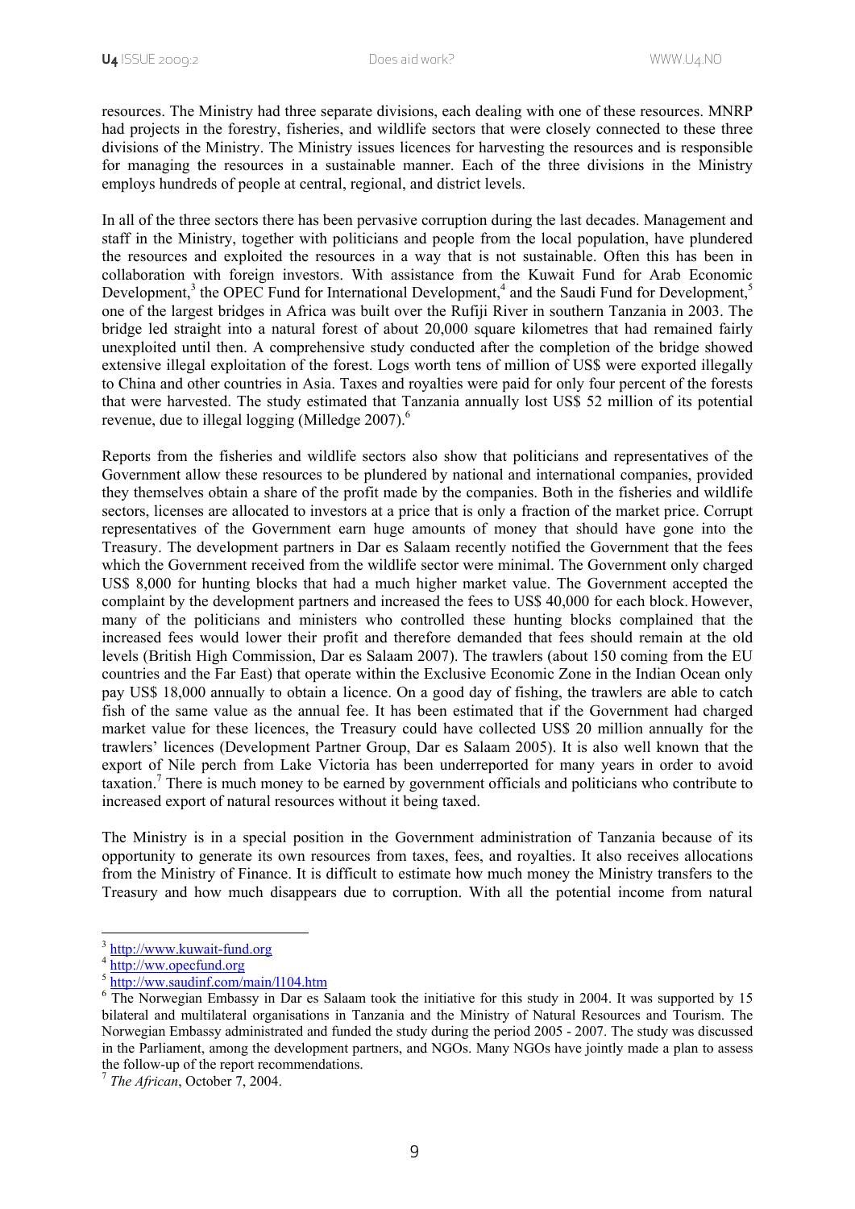resources. The Ministry had three separate divisions, each dealing with one of these resources. MNRP had projects in the forestry, fisheries, and wildlife sectors that were closely connected to these three divisions of the Ministry. The Ministry issues licences for harvesting the resources and is responsible for managing the resources in a sustainable manner. Each of the three divisions in the Ministry employs hundreds of people at central, regional, and district levels.

In all of the three sectors there has been pervasive corruption during the last decades. Management and staff in the Ministry, together with politicians and people from the local population, have plundered the resources and exploited the resources in a way that is not sustainable. Often this has been in collaboration with foreign investors. With assistance from the Kuwait Fund for Arab Economic Development,[3] the OPEC Fund for International Development,[4] and the Saudi Fund for Development,[5] one of the largest bridges in Africa was built over the Rufiji River in southern Tanzania in 2003. The bridge led straight into a natural forest of about 20,000 square kilometres that had remained fairly unexploited until then. A comprehensive study conducted after the completion of the bridge showed extensive illegal exploitation of the forest. Logs worth tens of million of US$ were exported illegally to China and other countries in Asia. Taxes and royalties were paid for only four percent of the forests that were harvested. The study estimated that Tanzania annually lost US$ 52 million of its potential revenue, due to illegal logging (Milledge 2007).[6]

Reports from the fisheries and wildlife sectors also show that politicians and representatives of the Government allow these resources to be plundered by national and international companies, provided they themselves obtain a share of the profit made by the companies. Both in the fisheries and wildlife sectors, licenses are allocated to investors at a price that is only a fraction of the market price. Corrupt representatives of the Government earn huge amounts of money that should have gone into the Treasury. The development partners in Dar es Salaam recently notified the Government that the fees which the Government received from the wildlife sector were minimal. The Government only charged US$ 8,000 for hunting blocks that had a much higher market value. The Government accepted the complaint by the development partners and increased the fees to US$ 40,000 for each block. However, many of the politicians and ministers who controlled these hunting blocks complained that the increased fees would lower their profit and therefore demanded that fees should remain at the old levels (British High Commission, Dar es Salaam 2007). The trawlers (about 150 coming from the EU countries and the Far East) that operate within the Exclusive Economic Zone in the Indian Ocean only pay US$ 18,000 annually to obtain a licence. On a good day of fishing, the trawlers are able to catch fish of the same value as the annual fee. It has been estimated that if the Government had charged market value for these licences, the Treasury could have collected US$ 20 million annually for the trawlers' licences (Development Partner Group, Dar es Salaam 2005). It is also well known that the export of Nile perch from Lake Victoria has been underreported for many years in order to avoid taxation.[7] There is much money to be earned by government officials and politicians who contribute to increased export of natural resources without it being taxed.

The Ministry is in a special position in the Government administration of Tanzania because of its opportunity to generate its own resources from taxes, fees, and royalties. It also receives allocations from the Ministry of Finance. It is difficult to estimate how much money the Ministry transfers to the Treasury and how much disappears due to corruption. With all the potential income from natural

---

[3] http://www.kuwait-fund.org

[4] http://ww.opecfund.org

[5] http://ww.saudinf.com/main/l104.htm

[6] The Norwegian Embassy in Dar es Salaam took the initiative for this study in 2004. It was supported by 15 bilateral and multilateral organisations in Tanzania and the Ministry of Natural Resources and Tourism. The Norwegian Embassy administrated and funded the study during the period 2005 - 2007. The study was discussed in the Parliament, among the development partners, and NGOs. Many NGOs have jointly made a plan to assess the follow-up of the report recommendations.

[7] *The African*, October 7, 2004.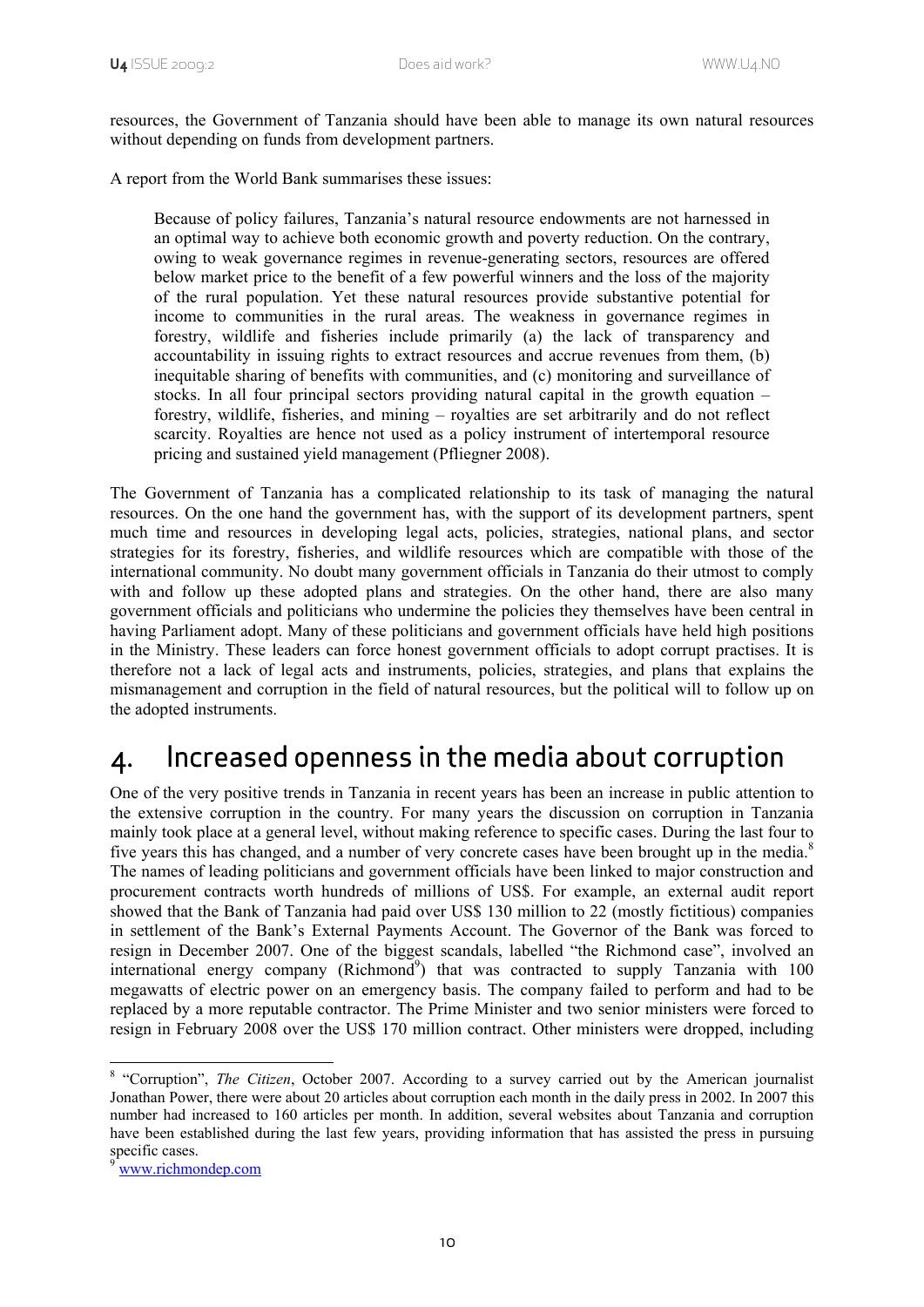resources, the Government of Tanzania should have been able to manage its own natural resources without depending on funds from development partners.

A report from the World Bank summarises these issues:

> Because of policy failures, Tanzania's natural resource endowments are not harnessed in an optimal way to achieve both economic growth and poverty reduction. On the contrary, owing to weak governance regimes in revenue-generating sectors, resources are offered below market price to the benefit of a few powerful winners and the loss of the majority of the rural population. Yet these natural resources provide substantive potential for income to communities in the rural areas. The weakness in governance regimes in forestry, wildlife and fisheries include primarily (a) the lack of transparency and accountability in issuing rights to extract resources and accrue revenues from them, (b) inequitable sharing of benefits with communities, and (c) monitoring and surveillance of stocks. In all four principal sectors providing natural capital in the growth equation – forestry, wildlife, fisheries, and mining – royalties are set arbitrarily and do not reflect scarcity. Royalties are hence not used as a policy instrument of intertemporal resource pricing and sustained yield management (Pfliegner 2008).

The Government of Tanzania has a complicated relationship to its task of managing the natural resources. On the one hand the government has, with the support of its development partners, spent much time and resources in developing legal acts, policies, strategies, national plans, and sector strategies for its forestry, fisheries, and wildlife resources which are compatible with those of the international community. No doubt many government officials in Tanzania do their utmost to comply with and follow up these adopted plans and strategies. On the other hand, there are also many government officials and politicians who undermine the policies they themselves have been central in having Parliament adopt. Many of these politicians and government officials have held high positions in the Ministry. These leaders can force honest government officials to adopt corrupt practises. It is therefore not a lack of legal acts and instruments, policies, strategies, and plans that explains the mismanagement and corruption in the field of natural resources, but the political will to follow up on the adopted instruments.

# 4. Increased openness in the media about corruption

One of the very positive trends in Tanzania in recent years has been an increase in public attention to the extensive corruption in the country. For many years the discussion on corruption in Tanzania mainly took place at a general level, without making reference to specific cases. During the last four to five years this has changed, and a number of very concrete cases have been brought up in the media.[8] The names of leading politicians and government officials have been linked to major construction and procurement contracts worth hundreds of millions of US$. For example, an external audit report showed that the Bank of Tanzania had paid over US$ 130 million to 22 (mostly fictitious) companies in settlement of the Bank's External Payments Account. The Governor of the Bank was forced to resign in December 2007. One of the biggest scandals, labelled "the Richmond case", involved an international energy company (Richmond[9]) that was contracted to supply Tanzania with 100 megawatts of electric power on an emergency basis. The company failed to perform and had to be replaced by a more reputable contractor. The Prime Minister and two senior ministers were forced to resign in February 2008 over the US$ 170 million contract. Other ministers were dropped, including

---

[8] "Corruption", *The Citizen*, October 2007. According to a survey carried out by the American journalist Jonathan Power, there were about 20 articles about corruption each month in the daily press in 2002. In 2007 this number had increased to 160 articles per month. In addition, several websites about Tanzania and corruption have been established during the last few years, providing information that has assisted the press in pursuing specific cases.

[9] www.richmondep.com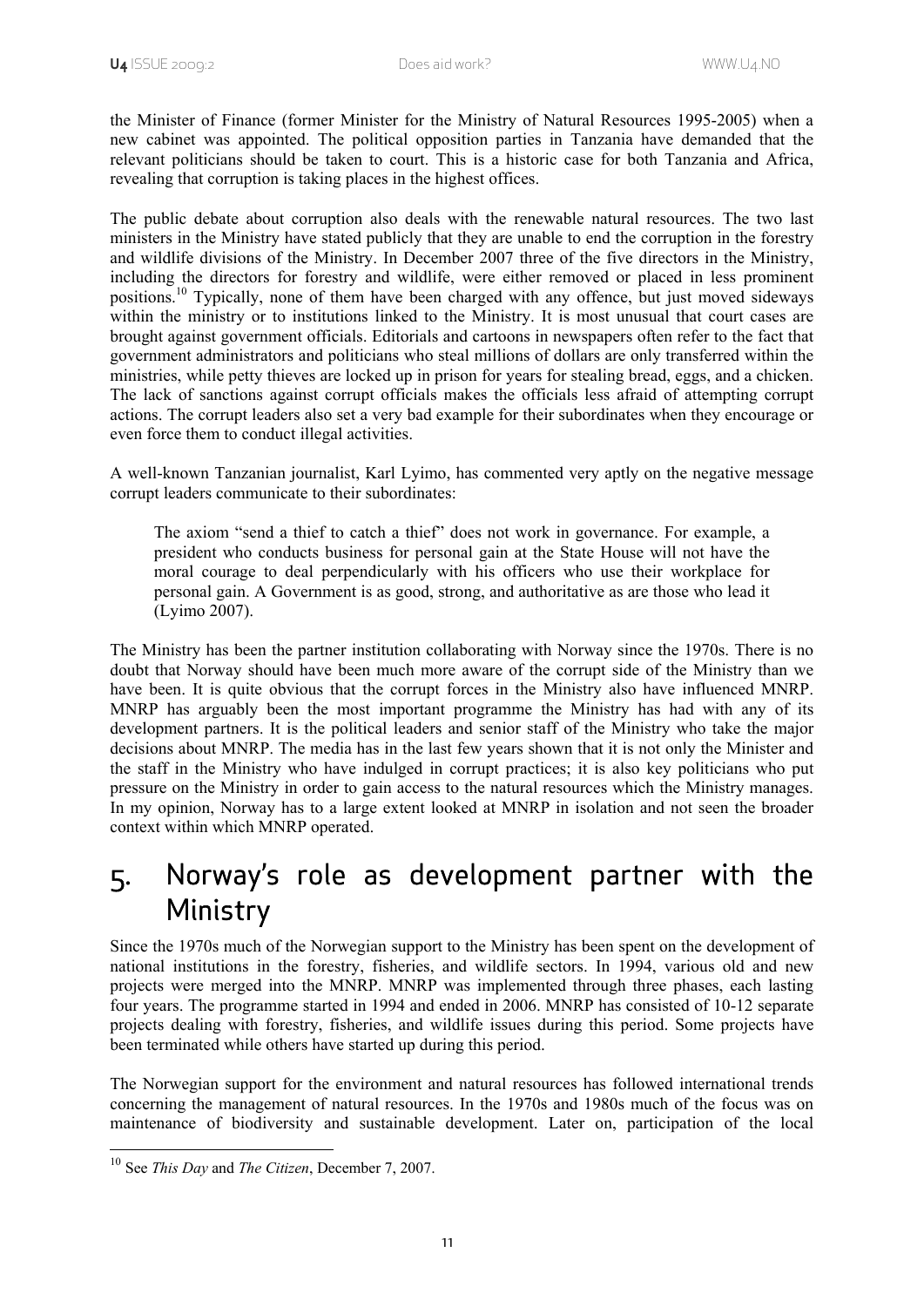the Minister of Finance (former Minister for the Ministry of Natural Resources 1995-2005) when a new cabinet was appointed. The political opposition parties in Tanzania have demanded that the relevant politicians should be taken to court. This is a historic case for both Tanzania and Africa, revealing that corruption is taking places in the highest offices.

The public debate about corruption also deals with the renewable natural resources. The two last ministers in the Ministry have stated publicly that they are unable to end the corruption in the forestry and wildlife divisions of the Ministry. In December 2007 three of the five directors in the Ministry, including the directors for forestry and wildlife, were either removed or placed in less prominent positions.[10] Typically, none of them have been charged with any offence, but just moved sideways within the ministry or to institutions linked to the Ministry. It is most unusual that court cases are brought against government officials. Editorials and cartoons in newspapers often refer to the fact that government administrators and politicians who steal millions of dollars are only transferred within the ministries, while petty thieves are locked up in prison for years for stealing bread, eggs, and a chicken. The lack of sanctions against corrupt officials makes the officials less afraid of attempting corrupt actions. The corrupt leaders also set a very bad example for their subordinates when they encourage or even force them to conduct illegal activities.

A well-known Tanzanian journalist, Karl Lyimo, has commented very aptly on the negative message corrupt leaders communicate to their subordinates:

> The axiom "send a thief to catch a thief" does not work in governance. For example, a president who conducts business for personal gain at the State House will not have the moral courage to deal perpendicularly with his officers who use their workplace for personal gain. A Government is as good, strong, and authoritative as are those who lead it (Lyimo 2007).

The Ministry has been the partner institution collaborating with Norway since the 1970s. There is no doubt that Norway should have been much more aware of the corrupt side of the Ministry than we have been. It is quite obvious that the corrupt forces in the Ministry also have influenced MNRP. MNRP has arguably been the most important programme the Ministry has had with any of its development partners. It is the political leaders and senior staff of the Ministry who take the major decisions about MNRP. The media has in the last few years shown that it is not only the Minister and the staff in the Ministry who have indulged in corrupt practices; it is also key politicians who put pressure on the Ministry in order to gain access to the natural resources which the Ministry manages. In my opinion, Norway has to a large extent looked at MNRP in isolation and not seen the broader context within which MNRP operated.

# 5. Norway's role as development partner with the Ministry

Since the 1970s much of the Norwegian support to the Ministry has been spent on the development of national institutions in the forestry, fisheries, and wildlife sectors. In 1994, various old and new projects were merged into the MNRP. MNRP was implemented through three phases, each lasting four years. The programme started in 1994 and ended in 2006. MNRP has consisted of 10-12 separate projects dealing with forestry, fisheries, and wildlife issues during this period. Some projects have been terminated while others have started up during this period.

The Norwegian support for the environment and natural resources has followed international trends concerning the management of natural resources. In the 1970s and 1980s much of the focus was on maintenance of biodiversity and sustainable development. Later on, participation of the local

[10] See *This Day* and *The Citizen*, December 7, 2007.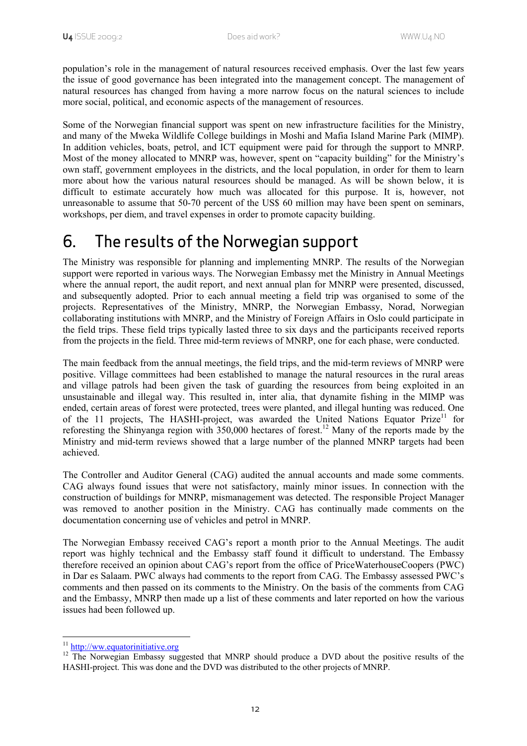population's role in the management of natural resources received emphasis. Over the last few years the issue of good governance has been integrated into the management concept. The management of natural resources has changed from having a more narrow focus on the natural sciences to include more social, political, and economic aspects of the management of resources.

Some of the Norwegian financial support was spent on new infrastructure facilities for the Ministry, and many of the Mweka Wildlife College buildings in Moshi and Mafia Island Marine Park (MIMP). In addition vehicles, boats, petrol, and ICT equipment were paid for through the support to MNRP. Most of the money allocated to MNRP was, however, spent on "capacity building" for the Ministry's own staff, government employees in the districts, and the local population, in order for them to learn more about how the various natural resources should be managed. As will be shown below, it is difficult to estimate accurately how much was allocated for this purpose. It is, however, not unreasonable to assume that 50-70 percent of the US$ 60 million may have been spent on seminars, workshops, per diem, and travel expenses in order to promote capacity building.

# 6. The results of the Norwegian support

The Ministry was responsible for planning and implementing MNRP. The results of the Norwegian support were reported in various ways. The Norwegian Embassy met the Ministry in Annual Meetings where the annual report, the audit report, and next annual plan for MNRP were presented, discussed, and subsequently adopted. Prior to each annual meeting a field trip was organised to some of the projects. Representatives of the Ministry, MNRP, the Norwegian Embassy, Norad, Norwegian collaborating institutions with MNRP, and the Ministry of Foreign Affairs in Oslo could participate in the field trips. These field trips typically lasted three to six days and the participants received reports from the projects in the field. Three mid-term reviews of MNRP, one for each phase, were conducted.

The main feedback from the annual meetings, the field trips, and the mid-term reviews of MNRP were positive. Village committees had been established to manage the natural resources in the rural areas and village patrols had been given the task of guarding the resources from being exploited in an unsustainable and illegal way. This resulted in, inter alia, that dynamite fishing in the MIMP was ended, certain areas of forest were protected, trees were planted, and illegal hunting was reduced. One of the 11 projects, The HASHI-project, was awarded the United Nations Equator Prize[11] for reforesting the Shinyanga region with 350,000 hectares of forest.[12] Many of the reports made by the Ministry and mid-term reviews showed that a large number of the planned MNRP targets had been achieved.

The Controller and Auditor General (CAG) audited the annual accounts and made some comments. CAG always found issues that were not satisfactory, mainly minor issues. In connection with the construction of buildings for MNRP, mismanagement was detected. The responsible Project Manager was removed to another position in the Ministry. CAG has continually made comments on the documentation concerning use of vehicles and petrol in MNRP.

The Norwegian Embassy received CAG's report a month prior to the Annual Meetings. The audit report was highly technical and the Embassy staff found it difficult to understand. The Embassy therefore received an opinion about CAG's report from the office of PriceWaterhouseCoopers (PWC) in Dar es Salaam. PWC always had comments to the report from CAG. The Embassy assessed PWC's comments and then passed on its comments to the Ministry. On the basis of the comments from CAG and the Embassy, MNRP then made up a list of these comments and later reported on how the various issues had been followed up.

---

[11] http://ww.equatorinitiative.org

[12] The Norwegian Embassy suggested that MNRP should produce a DVD about the positive results of the HASHI-project. This was done and the DVD was distributed to the other projects of MNRP.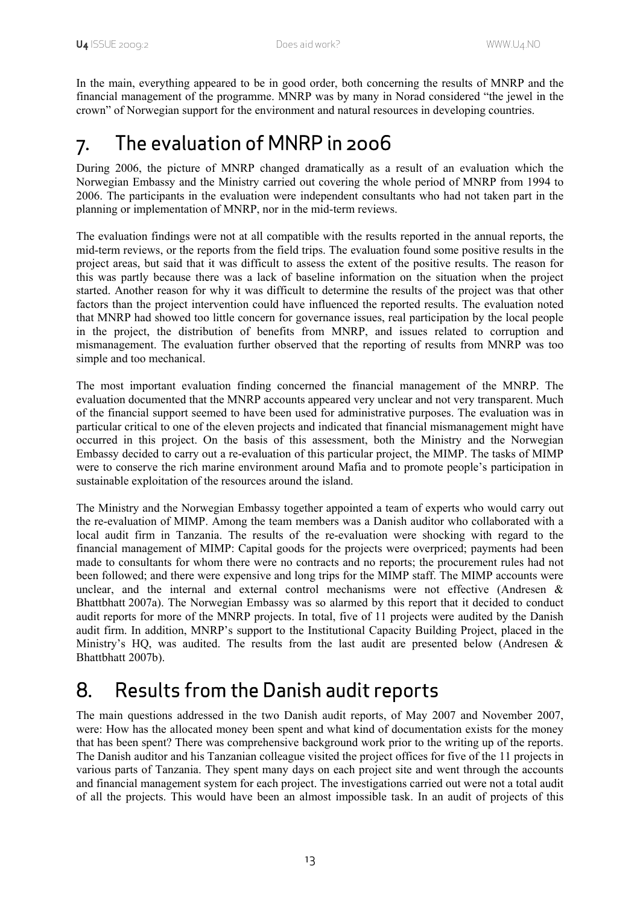In the main, everything appeared to be in good order, both concerning the results of MNRP and the financial management of the programme. MNRP was by many in Norad considered "the jewel in the crown" of Norwegian support for the environment and natural resources in developing countries.

# 7. The evaluation of MNRP in 2006

During 2006, the picture of MNRP changed dramatically as a result of an evaluation which the Norwegian Embassy and the Ministry carried out covering the whole period of MNRP from 1994 to 2006. The participants in the evaluation were independent consultants who had not taken part in the planning or implementation of MNRP, nor in the mid-term reviews.

The evaluation findings were not at all compatible with the results reported in the annual reports, the mid-term reviews, or the reports from the field trips. The evaluation found some positive results in the project areas, but said that it was difficult to assess the extent of the positive results. The reason for this was partly because there was a lack of baseline information on the situation when the project started. Another reason for why it was difficult to determine the results of the project was that other factors than the project intervention could have influenced the reported results. The evaluation noted that MNRP had showed too little concern for governance issues, real participation by the local people in the project, the distribution of benefits from MNRP, and issues related to corruption and mismanagement. The evaluation further observed that the reporting of results from MNRP was too simple and too mechanical.

The most important evaluation finding concerned the financial management of the MNRP. The evaluation documented that the MNRP accounts appeared very unclear and not very transparent. Much of the financial support seemed to have been used for administrative purposes. The evaluation was in particular critical to one of the eleven projects and indicated that financial mismanagement might have occurred in this project. On the basis of this assessment, both the Ministry and the Norwegian Embassy decided to carry out a re-evaluation of this particular project, the MIMP. The tasks of MIMP were to conserve the rich marine environment around Mafia and to promote people's participation in sustainable exploitation of the resources around the island.

The Ministry and the Norwegian Embassy together appointed a team of experts who would carry out the re-evaluation of MIMP. Among the team members was a Danish auditor who collaborated with a local audit firm in Tanzania. The results of the re-evaluation were shocking with regard to the financial management of MIMP: Capital goods for the projects were overpriced; payments had been made to consultants for whom there were no contracts and no reports; the procurement rules had not been followed; and there were expensive and long trips for the MIMP staff. The MIMP accounts were unclear, and the internal and external control mechanisms were not effective (Andresen & Bhattbhatt 2007a). The Norwegian Embassy was so alarmed by this report that it decided to conduct audit reports for more of the MNRP projects. In total, five of 11 projects were audited by the Danish audit firm. In addition, MNRP's support to the Institutional Capacity Building Project, placed in the Ministry's HQ, was audited. The results from the last audit are presented below (Andresen & Bhattbhatt 2007b).

# 8. Results from the Danish audit reports

The main questions addressed in the two Danish audit reports, of May 2007 and November 2007, were: How has the allocated money been spent and what kind of documentation exists for the money that has been spent? There was comprehensive background work prior to the writing up of the reports. The Danish auditor and his Tanzanian colleague visited the project offices for five of the 11 projects in various parts of Tanzania. They spent many days on each project site and went through the accounts and financial management system for each project. The investigations carried out were not a total audit of all the projects. This would have been an almost impossible task. In an audit of projects of this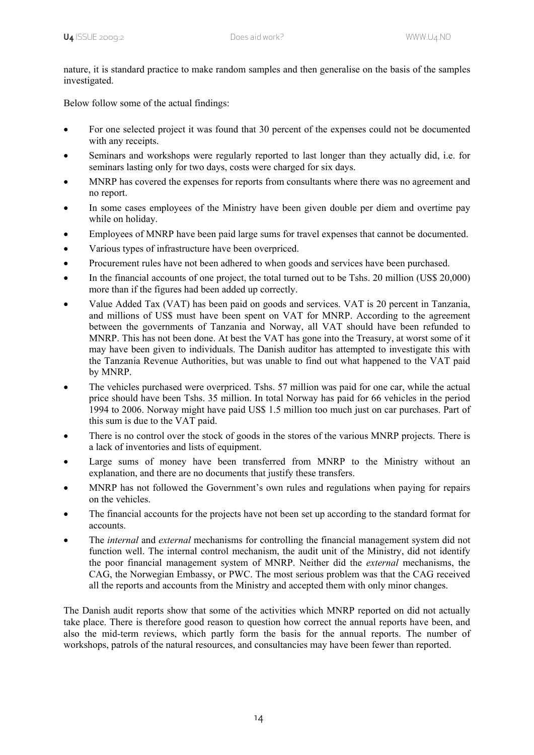nature, it is standard practice to make random samples and then generalise on the basis of the samples investigated.

Below follow some of the actual findings:

- For one selected project it was found that 30 percent of the expenses could not be documented with any receipts.
- Seminars and workshops were regularly reported to last longer than they actually did, i.e. for seminars lasting only for two days, costs were charged for six days.
- MNRP has covered the expenses for reports from consultants where there was no agreement and no report.
- In some cases employees of the Ministry have been given double per diem and overtime pay while on holiday.
- Employees of MNRP have been paid large sums for travel expenses that cannot be documented.
- Various types of infrastructure have been overpriced.
- Procurement rules have not been adhered to when goods and services have been purchased.
- In the financial accounts of one project, the total turned out to be Tshs. 20 million (US$ 20,000) more than if the figures had been added up correctly.
- Value Added Tax (VAT) has been paid on goods and services. VAT is 20 percent in Tanzania, and millions of US$ must have been spent on VAT for MNRP. According to the agreement between the governments of Tanzania and Norway, all VAT should have been refunded to MNRP. This has not been done. At best the VAT has gone into the Treasury, at worst some of it may have been given to individuals. The Danish auditor has attempted to investigate this with the Tanzania Revenue Authorities, but was unable to find out what happened to the VAT paid by MNRP.
- The vehicles purchased were overpriced. Tshs. 57 million was paid for one car, while the actual price should have been Tshs. 35 million. In total Norway has paid for 66 vehicles in the period 1994 to 2006. Norway might have paid US$ 1.5 million too much just on car purchases. Part of this sum is due to the VAT paid.
- There is no control over the stock of goods in the stores of the various MNRP projects. There is a lack of inventories and lists of equipment.
- Large sums of money have been transferred from MNRP to the Ministry without an explanation, and there are no documents that justify these transfers.
- MNRP has not followed the Government's own rules and regulations when paying for repairs on the vehicles.
- The financial accounts for the projects have not been set up according to the standard format for accounts.
- The *internal* and *external* mechanisms for controlling the financial management system did not function well. The internal control mechanism, the audit unit of the Ministry, did not identify the poor financial management system of MNRP. Neither did the *external* mechanisms, the CAG, the Norwegian Embassy, or PWC. The most serious problem was that the CAG received all the reports and accounts from the Ministry and accepted them with only minor changes.

The Danish audit reports show that some of the activities which MNRP reported on did not actually take place. There is therefore good reason to question how correct the annual reports have been, and also the mid-term reviews, which partly form the basis for the annual reports. The number of workshops, patrols of the natural resources, and consultancies may have been fewer than reported.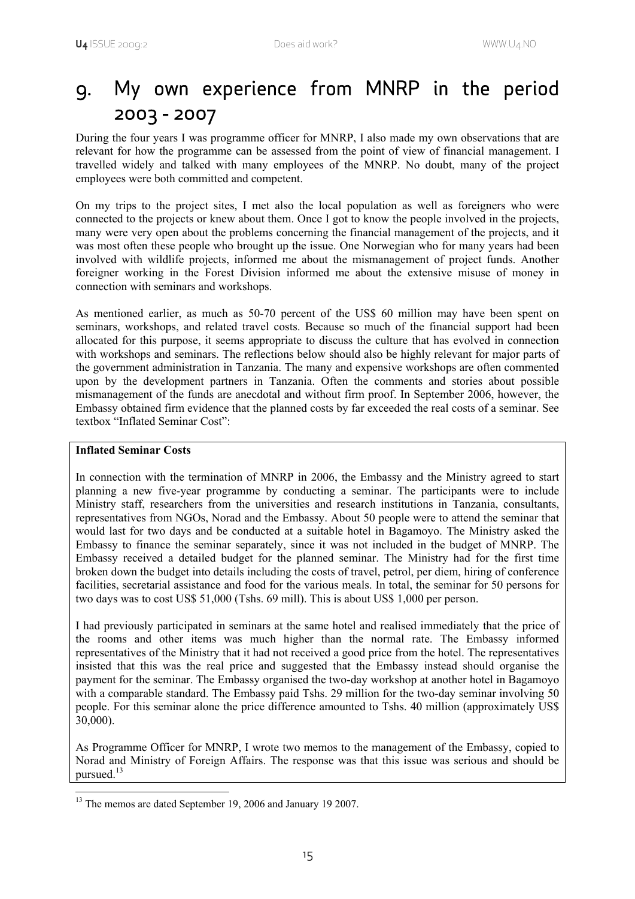# 9. My own experience from MNRP in the period 2003 - 2007

During the four years I was programme officer for MNRP, I also made my own observations that are relevant for how the programme can be assessed from the point of view of financial management. I travelled widely and talked with many employees of the MNRP. No doubt, many of the project employees were both committed and competent.

On my trips to the project sites, I met also the local population as well as foreigners who were connected to the projects or knew about them. Once I got to know the people involved in the projects, many were very open about the problems concerning the financial management of the projects, and it was most often these people who brought up the issue. One Norwegian who for many years had been involved with wildlife projects, informed me about the mismanagement of project funds. Another foreigner working in the Forest Division informed me about the extensive misuse of money in connection with seminars and workshops.

As mentioned earlier, as much as 50-70 percent of the US$ 60 million may have been spent on seminars, workshops, and related travel costs. Because so much of the financial support had been allocated for this purpose, it seems appropriate to discuss the culture that has evolved in connection with workshops and seminars. The reflections below should also be highly relevant for major parts of the government administration in Tanzania. The many and expensive workshops are often commented upon by the development partners in Tanzania. Often the comments and stories about possible mismanagement of the funds are anecdotal and without firm proof. In September 2006, however, the Embassy obtained firm evidence that the planned costs by far exceeded the real costs of a seminar. See textbox "Inflated Seminar Cost":

**Inflated Seminar Costs**

In connection with the termination of MNRP in 2006, the Embassy and the Ministry agreed to start planning a new five-year programme by conducting a seminar. The participants were to include Ministry staff, researchers from the universities and research institutions in Tanzania, consultants, representatives from NGOs, Norad and the Embassy. About 50 people were to attend the seminar that would last for two days and be conducted at a suitable hotel in Bagamoyo. The Ministry asked the Embassy to finance the seminar separately, since it was not included in the budget of MNRP. The Embassy received a detailed budget for the planned seminar. The Ministry had for the first time broken down the budget into details including the costs of travel, petrol, per diem, hiring of conference facilities, secretarial assistance and food for the various meals. In total, the seminar for 50 persons for two days was to cost US$ 51,000 (Tshs. 69 mill). This is about US$ 1,000 per person.

I had previously participated in seminars at the same hotel and realised immediately that the price of the rooms and other items was much higher than the normal rate. The Embassy informed representatives of the Ministry that it had not received a good price from the hotel. The representatives insisted that this was the real price and suggested that the Embassy instead should organise the payment for the seminar. The Embassy organised the two-day workshop at another hotel in Bagamoyo with a comparable standard. The Embassy paid Tshs. 29 million for the two-day seminar involving 50 people. For this seminar alone the price difference amounted to Tshs. 40 million (approximately US$ 30,000).

As Programme Officer for MNRP, I wrote two memos to the management of the Embassy, copied to Norad and Ministry of Foreign Affairs. The response was that this issue was serious and should be pursued.[13]

[13] The memos are dated September 19, 2006 and January 19 2007.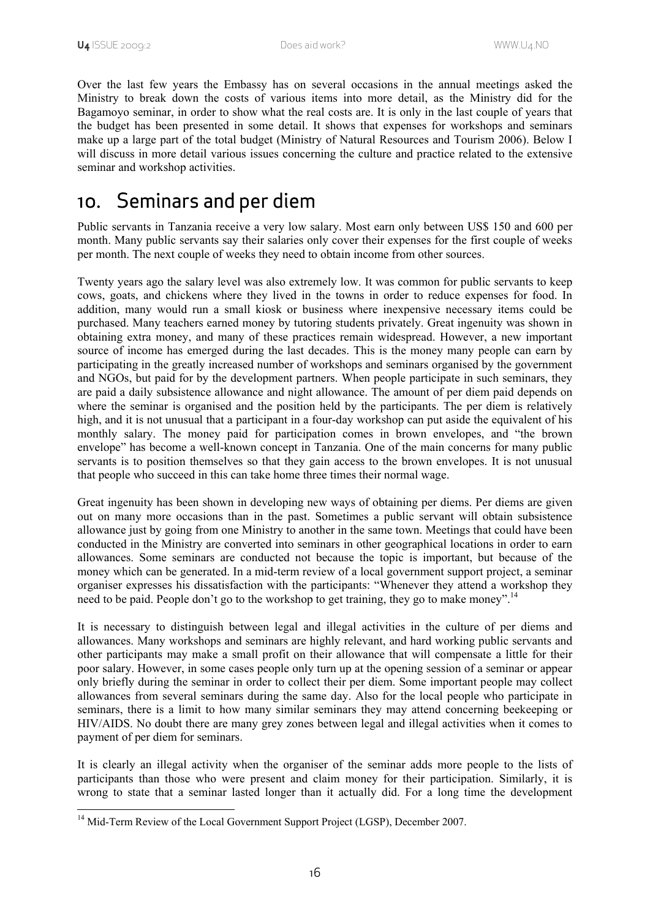Over the last few years the Embassy has on several occasions in the annual meetings asked the Ministry to break down the costs of various items into more detail, as the Ministry did for the Bagamoyo seminar, in order to show what the real costs are. It is only in the last couple of years that the budget has been presented in some detail. It shows that expenses for workshops and seminars make up a large part of the total budget (Ministry of Natural Resources and Tourism 2006). Below I will discuss in more detail various issues concerning the culture and practice related to the extensive seminar and workshop activities.

## 10. Seminars and per diem

Public servants in Tanzania receive a very low salary. Most earn only between US$ 150 and 600 per month. Many public servants say their salaries only cover their expenses for the first couple of weeks per month. The next couple of weeks they need to obtain income from other sources.

Twenty years ago the salary level was also extremely low. It was common for public servants to keep cows, goats, and chickens where they lived in the towns in order to reduce expenses for food. In addition, many would run a small kiosk or business where inexpensive necessary items could be purchased. Many teachers earned money by tutoring students privately. Great ingenuity was shown in obtaining extra money, and many of these practices remain widespread. However, a new important source of income has emerged during the last decades. This is the money many people can earn by participating in the greatly increased number of workshops and seminars organised by the government and NGOs, but paid for by the development partners. When people participate in such seminars, they are paid a daily subsistence allowance and night allowance. The amount of per diem paid depends on where the seminar is organised and the position held by the participants. The per diem is relatively high, and it is not unusual that a participant in a four-day workshop can put aside the equivalent of his monthly salary. The money paid for participation comes in brown envelopes, and "the brown envelope" has become a well-known concept in Tanzania. One of the main concerns for many public servants is to position themselves so that they gain access to the brown envelopes. It is not unusual that people who succeed in this can take home three times their normal wage.

Great ingenuity has been shown in developing new ways of obtaining per diems. Per diems are given out on many more occasions than in the past. Sometimes a public servant will obtain subsistence allowance just by going from one Ministry to another in the same town. Meetings that could have been conducted in the Ministry are converted into seminars in other geographical locations in order to earn allowances. Some seminars are conducted not because the topic is important, but because of the money which can be generated. In a mid-term review of a local government support project, a seminar organiser expresses his dissatisfaction with the participants: "Whenever they attend a workshop they need to be paid. People don't go to the workshop to get training, they go to make money".[14]

It is necessary to distinguish between legal and illegal activities in the culture of per diems and allowances. Many workshops and seminars are highly relevant, and hard working public servants and other participants may make a small profit on their allowance that will compensate a little for their poor salary. However, in some cases people only turn up at the opening session of a seminar or appear only briefly during the seminar in order to collect their per diem. Some important people may collect allowances from several seminars during the same day. Also for the local people who participate in seminars, there is a limit to how many similar seminars they may attend concerning beekeeping or HIV/AIDS. No doubt there are many grey zones between legal and illegal activities when it comes to payment of per diem for seminars.

It is clearly an illegal activity when the organiser of the seminar adds more people to the lists of participants than those who were present and claim money for their participation. Similarly, it is wrong to state that a seminar lasted longer than it actually did. For a long time the development

[14] Mid-Term Review of the Local Government Support Project (LGSP), December 2007.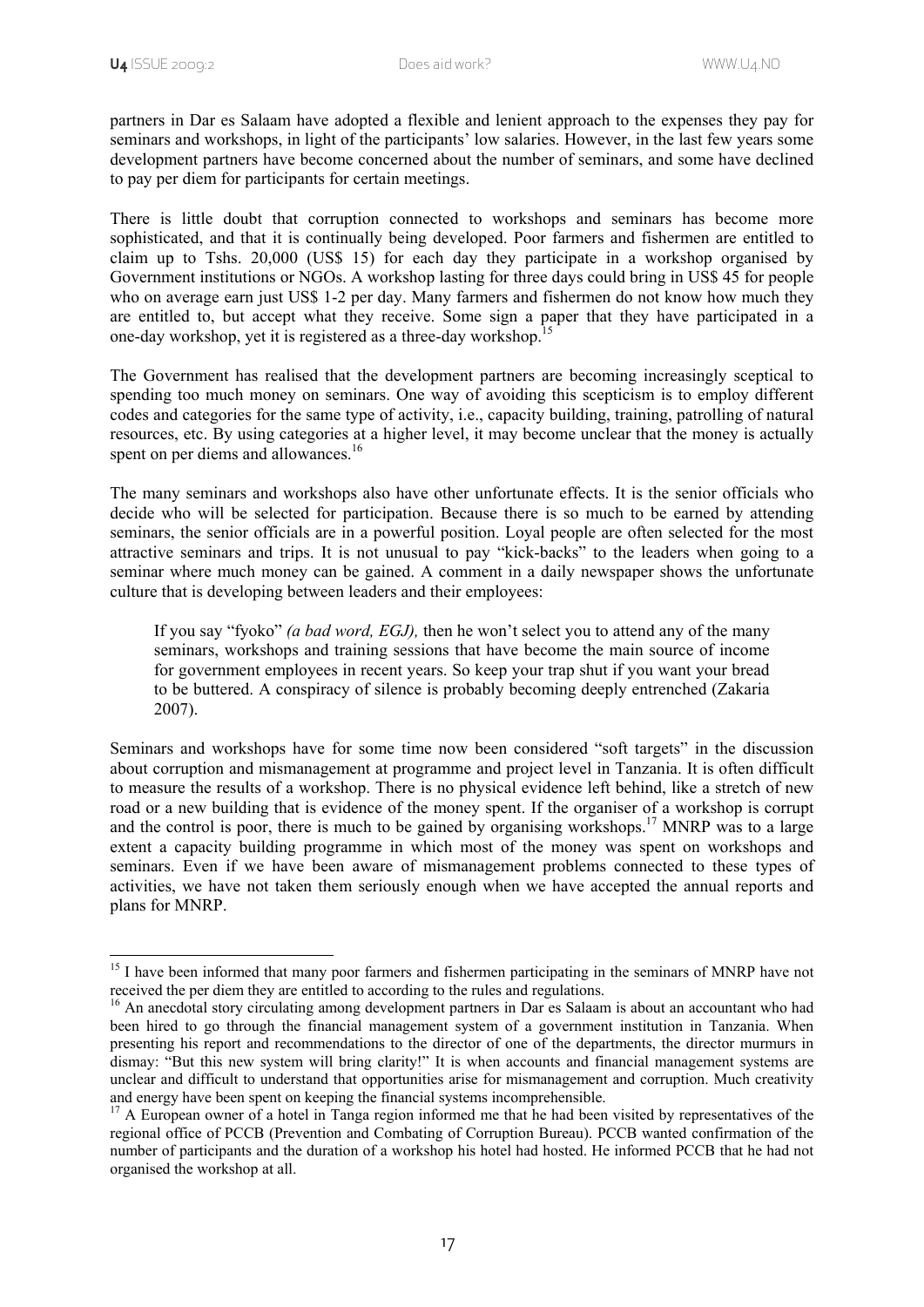partners in Dar es Salaam have adopted a flexible and lenient approach to the expenses they pay for seminars and workshops, in light of the participants' low salaries. However, in the last few years some development partners have become concerned about the number of seminars, and some have declined to pay per diem for participants for certain meetings.

There is little doubt that corruption connected to workshops and seminars has become more sophisticated, and that it is continually being developed. Poor farmers and fishermen are entitled to claim up to Tshs. 20,000 (US$ 15) for each day they participate in a workshop organised by Government institutions or NGOs. A workshop lasting for three days could bring in US$ 45 for people who on average earn just US$ 1-2 per day. Many farmers and fishermen do not know how much they are entitled to, but accept what they receive. Some sign a paper that they have participated in a one-day workshop, yet it is registered as a three-day workshop.[15]

The Government has realised that the development partners are becoming increasingly sceptical to spending too much money on seminars. One way of avoiding this scepticism is to employ different codes and categories for the same type of activity, i.e., capacity building, training, patrolling of natural resources, etc. By using categories at a higher level, it may become unclear that the money is actually spent on per diems and allowances.[16]

The many seminars and workshops also have other unfortunate effects. It is the senior officials who decide who will be selected for participation. Because there is so much to be earned by attending seminars, the senior officials are in a powerful position. Loyal people are often selected for the most attractive seminars and trips. It is not unusual to pay "kick-backs" to the leaders when going to a seminar where much money can be gained. A comment in a daily newspaper shows the unfortunate culture that is developing between leaders and their employees:

> If you say "fyoko" *(a bad word, EGJ),* then he won't select you to attend any of the many seminars, workshops and training sessions that have become the main source of income for government employees in recent years. So keep your trap shut if you want your bread to be buttered. A conspiracy of silence is probably becoming deeply entrenched (Zakaria 2007).

Seminars and workshops have for some time now been considered "soft targets" in the discussion about corruption and mismanagement at programme and project level in Tanzania. It is often difficult to measure the results of a workshop. There is no physical evidence left behind, like a stretch of new road or a new building that is evidence of the money spent. If the organiser of a workshop is corrupt and the control is poor, there is much to be gained by organising workshops.[17] MNRP was to a large extent a capacity building programme in which most of the money was spent on workshops and seminars. Even if we have been aware of mismanagement problems connected to these types of activities, we have not taken them seriously enough when we have accepted the annual reports and plans for MNRP.

---

[15] I have been informed that many poor farmers and fishermen participating in the seminars of MNRP have not received the per diem they are entitled to according to the rules and regulations.

[16] An anecdotal story circulating among development partners in Dar es Salaam is about an accountant who had been hired to go through the financial management system of a government institution in Tanzania. When presenting his report and recommendations to the director of one of the departments, the director murmurs in dismay: "But this new system will bring clarity!" It is when accounts and financial management systems are unclear and difficult to understand that opportunities arise for mismanagement and corruption. Much creativity and energy have been spent on keeping the financial systems incomprehensible.

[17] A European owner of a hotel in Tanga region informed me that he had been visited by representatives of the regional office of PCCB (Prevention and Combating of Corruption Bureau). PCCB wanted confirmation of the number of participants and the duration of a workshop his hotel had hosted. He informed PCCB that he had not organised the workshop at all.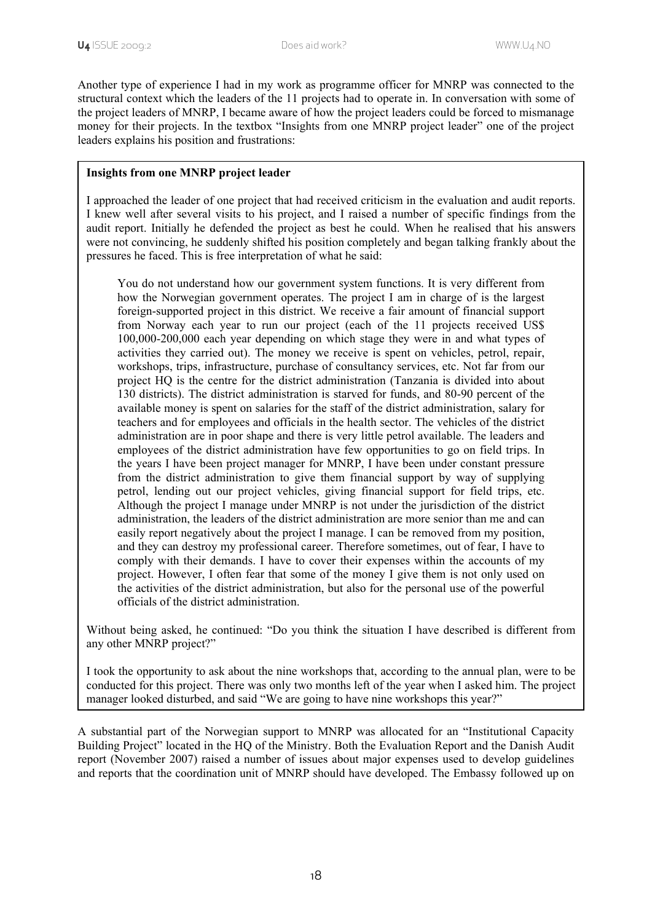Another type of experience I had in my work as programme officer for MNRP was connected to the structural context which the leaders of the 11 projects had to operate in. In conversation with some of the project leaders of MNRP, I became aware of how the project leaders could be forced to mismanage money for their projects. In the textbox "Insights from one MNRP project leader" one of the project leaders explains his position and frustrations:

**Insights from one MNRP project leader**

I approached the leader of one project that had received criticism in the evaluation and audit reports. I knew well after several visits to his project, and I raised a number of specific findings from the audit report. Initially he defended the project as best he could. When he realised that his answers were not convincing, he suddenly shifted his position completely and began talking frankly about the pressures he faced. This is free interpretation of what he said:

> You do not understand how our government system functions. It is very different from how the Norwegian government operates. The project I am in charge of is the largest foreign-supported project in this district. We receive a fair amount of financial support from Norway each year to run our project (each of the 11 projects received US$ 100,000-200,000 each year depending on which stage they were in and what types of activities they carried out). The money we receive is spent on vehicles, petrol, repair, workshops, trips, infrastructure, purchase of consultancy services, etc. Not far from our project HQ is the centre for the district administration (Tanzania is divided into about 130 districts). The district administration is starved for funds, and 80-90 percent of the available money is spent on salaries for the staff of the district administration, salary for teachers and for employees and officials in the health sector. The vehicles of the district administration are in poor shape and there is very little petrol available. The leaders and employees of the district administration have few opportunities to go on field trips. In the years I have been project manager for MNRP, I have been under constant pressure from the district administration to give them financial support by way of supplying petrol, lending out our project vehicles, giving financial support for field trips, etc. Although the project I manage under MNRP is not under the jurisdiction of the district administration, the leaders of the district administration are more senior than me and can easily report negatively about the project I manage. I can be removed from my position, and they can destroy my professional career. Therefore sometimes, out of fear, I have to comply with their demands. I have to cover their expenses within the accounts of my project. However, I often fear that some of the money I give them is not only used on the activities of the district administration, but also for the personal use of the powerful officials of the district administration.

Without being asked, he continued: "Do you think the situation I have described is different from any other MNRP project?"

I took the opportunity to ask about the nine workshops that, according to the annual plan, were to be conducted for this project. There was only two months left of the year when I asked him. The project manager looked disturbed, and said "We are going to have nine workshops this year?"

A substantial part of the Norwegian support to MNRP was allocated for an "Institutional Capacity Building Project" located in the HQ of the Ministry. Both the Evaluation Report and the Danish Audit report (November 2007) raised a number of issues about major expenses used to develop guidelines and reports that the coordination unit of MNRP should have developed. The Embassy followed up on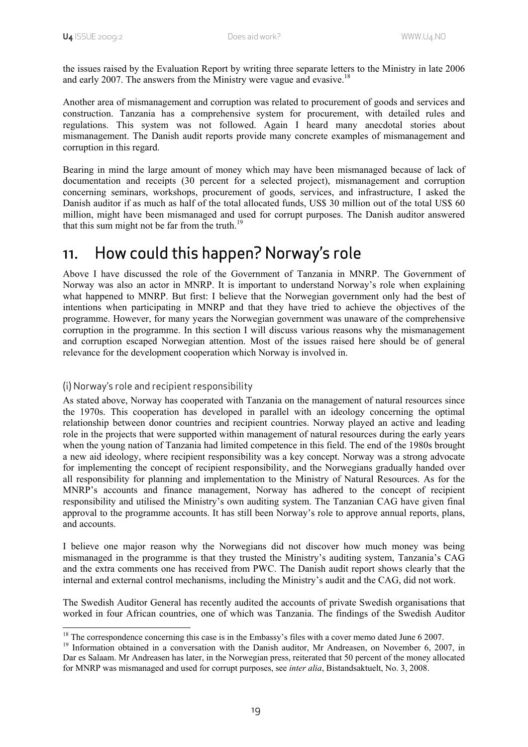the issues raised by the Evaluation Report by writing three separate letters to the Ministry in late 2006 and early 2007. The answers from the Ministry were vague and evasive.[18]

Another area of mismanagement and corruption was related to procurement of goods and services and construction. Tanzania has a comprehensive system for procurement, with detailed rules and regulations. This system was not followed. Again I heard many anecdotal stories about mismanagement. The Danish audit reports provide many concrete examples of mismanagement and corruption in this regard.

Bearing in mind the large amount of money which may have been mismanaged because of lack of documentation and receipts (30 percent for a selected project), mismanagement and corruption concerning seminars, workshops, procurement of goods, services, and infrastructure, I asked the Danish auditor if as much as half of the total allocated funds, US$ 30 million out of the total US$ 60 million, might have been mismanaged and used for corrupt purposes. The Danish auditor answered that this sum might not be far from the truth.[19]

## 11. How could this happen? Norway's role

Above I have discussed the role of the Government of Tanzania in MNRP. The Government of Norway was also an actor in MNRP. It is important to understand Norway's role when explaining what happened to MNRP. But first: I believe that the Norwegian government only had the best of intentions when participating in MNRP and that they have tried to achieve the objectives of the programme. However, for many years the Norwegian government was unaware of the comprehensive corruption in the programme. In this section I will discuss various reasons why the mismanagement and corruption escaped Norwegian attention. Most of the issues raised here should be of general relevance for the development cooperation which Norway is involved in.

### (i) Norway's role and recipient responsibility

As stated above, Norway has cooperated with Tanzania on the management of natural resources since the 1970s. This cooperation has developed in parallel with an ideology concerning the optimal relationship between donor countries and recipient countries. Norway played an active and leading role in the projects that were supported within management of natural resources during the early years when the young nation of Tanzania had limited competence in this field. The end of the 1980s brought a new aid ideology, where recipient responsibility was a key concept. Norway was a strong advocate for implementing the concept of recipient responsibility, and the Norwegians gradually handed over all responsibility for planning and implementation to the Ministry of Natural Resources. As for the MNRP's accounts and finance management, Norway has adhered to the concept of recipient responsibility and utilised the Ministry's own auditing system. The Tanzanian CAG have given final approval to the programme accounts. It has still been Norway's role to approve annual reports, plans, and accounts.

I believe one major reason why the Norwegians did not discover how much money was being mismanaged in the programme is that they trusted the Ministry's auditing system, Tanzania's CAG and the extra comments one has received from PWC. The Danish audit report shows clearly that the internal and external control mechanisms, including the Ministry's audit and the CAG, did not work.

The Swedish Auditor General has recently audited the accounts of private Swedish organisations that worked in four African countries, one of which was Tanzania. The findings of the Swedish Auditor

---

[18] The correspondence concerning this case is in the Embassy's files with a cover memo dated June 6 2007.

[19] Information obtained in a conversation with the Danish auditor, Mr Andreasen, on November 6, 2007, in Dar es Salaam. Mr Andreasen has later, in the Norwegian press, reiterated that 50 percent of the money allocated for MNRP was mismanaged and used for corrupt purposes, see *inter alia*, Bistandsaktuelt, No. 3, 2008.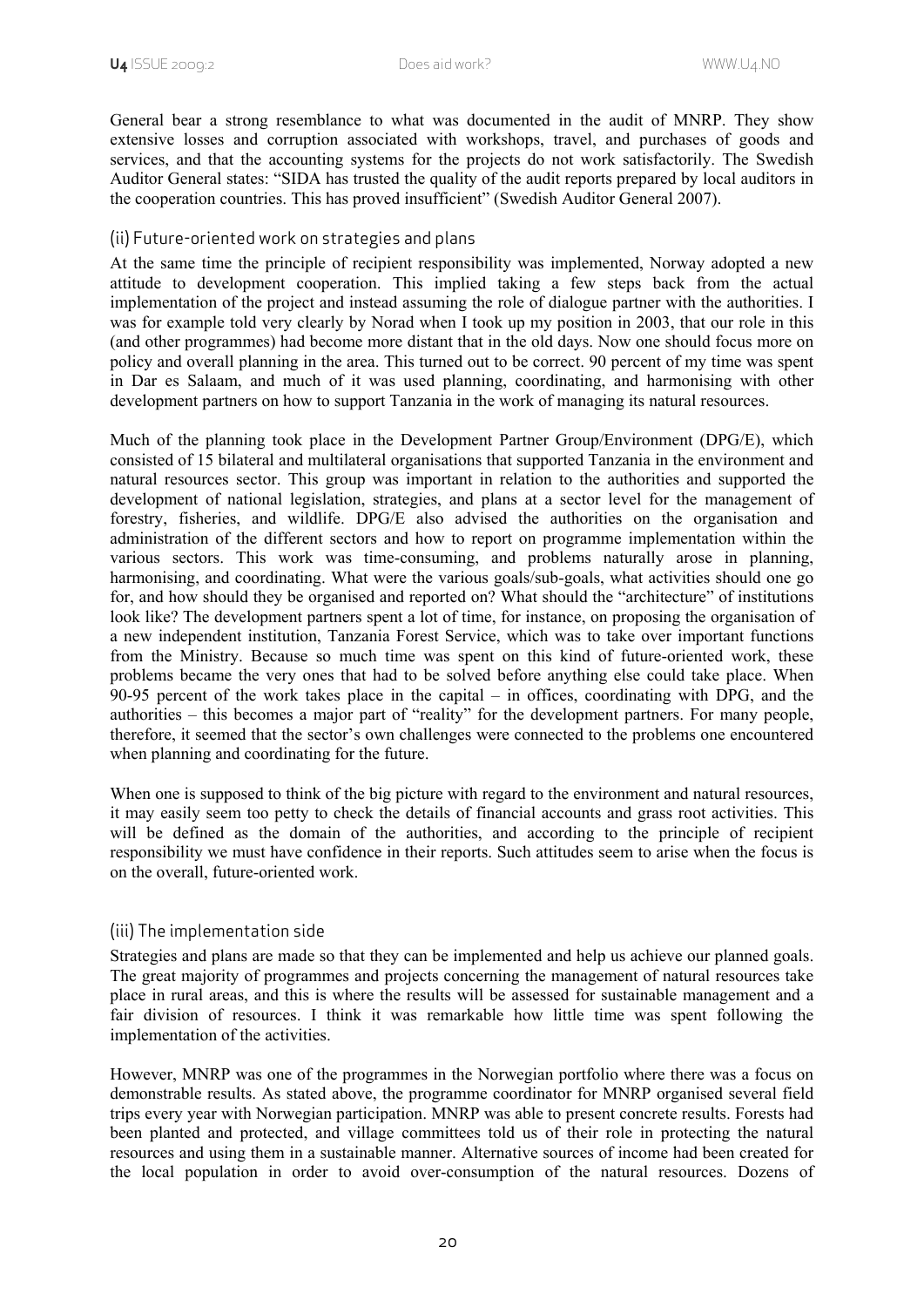General bear a strong resemblance to what was documented in the audit of MNRP. They show extensive losses and corruption associated with workshops, travel, and purchases of goods and services, and that the accounting systems for the projects do not work satisfactorily. The Swedish Auditor General states: "SIDA has trusted the quality of the audit reports prepared by local auditors in the cooperation countries. This has proved insufficient" (Swedish Auditor General 2007).

### (ii) Future-oriented work on strategies and plans

At the same time the principle of recipient responsibility was implemented, Norway adopted a new attitude to development cooperation. This implied taking a few steps back from the actual implementation of the project and instead assuming the role of dialogue partner with the authorities. I was for example told very clearly by Norad when I took up my position in 2003, that our role in this (and other programmes) had become more distant that in the old days. Now one should focus more on policy and overall planning in the area. This turned out to be correct. 90 percent of my time was spent in Dar es Salaam, and much of it was used planning, coordinating, and harmonising with other development partners on how to support Tanzania in the work of managing its natural resources.

Much of the planning took place in the Development Partner Group/Environment (DPG/E), which consisted of 15 bilateral and multilateral organisations that supported Tanzania in the environment and natural resources sector. This group was important in relation to the authorities and supported the development of national legislation, strategies, and plans at a sector level for the management of forestry, fisheries, and wildlife. DPG/E also advised the authorities on the organisation and administration of the different sectors and how to report on programme implementation within the various sectors. This work was time-consuming, and problems naturally arose in planning, harmonising, and coordinating. What were the various goals/sub-goals, what activities should one go for, and how should they be organised and reported on? What should the "architecture" of institutions look like? The development partners spent a lot of time, for instance, on proposing the organisation of a new independent institution, Tanzania Forest Service, which was to take over important functions from the Ministry. Because so much time was spent on this kind of future-oriented work, these problems became the very ones that had to be solved before anything else could take place. When 90-95 percent of the work takes place in the capital – in offices, coordinating with DPG, and the authorities – this becomes a major part of "reality" for the development partners. For many people, therefore, it seemed that the sector's own challenges were connected to the problems one encountered when planning and coordinating for the future.

When one is supposed to think of the big picture with regard to the environment and natural resources, it may easily seem too petty to check the details of financial accounts and grass root activities. This will be defined as the domain of the authorities, and according to the principle of recipient responsibility we must have confidence in their reports. Such attitudes seem to arise when the focus is on the overall, future-oriented work.

### (iii) The implementation side

Strategies and plans are made so that they can be implemented and help us achieve our planned goals. The great majority of programmes and projects concerning the management of natural resources take place in rural areas, and this is where the results will be assessed for sustainable management and a fair division of resources. I think it was remarkable how little time was spent following the implementation of the activities.

However, MNRP was one of the programmes in the Norwegian portfolio where there was a focus on demonstrable results. As stated above, the programme coordinator for MNRP organised several field trips every year with Norwegian participation. MNRP was able to present concrete results. Forests had been planted and protected, and village committees told us of their role in protecting the natural resources and using them in a sustainable manner. Alternative sources of income had been created for the local population in order to avoid over-consumption of the natural resources. Dozens of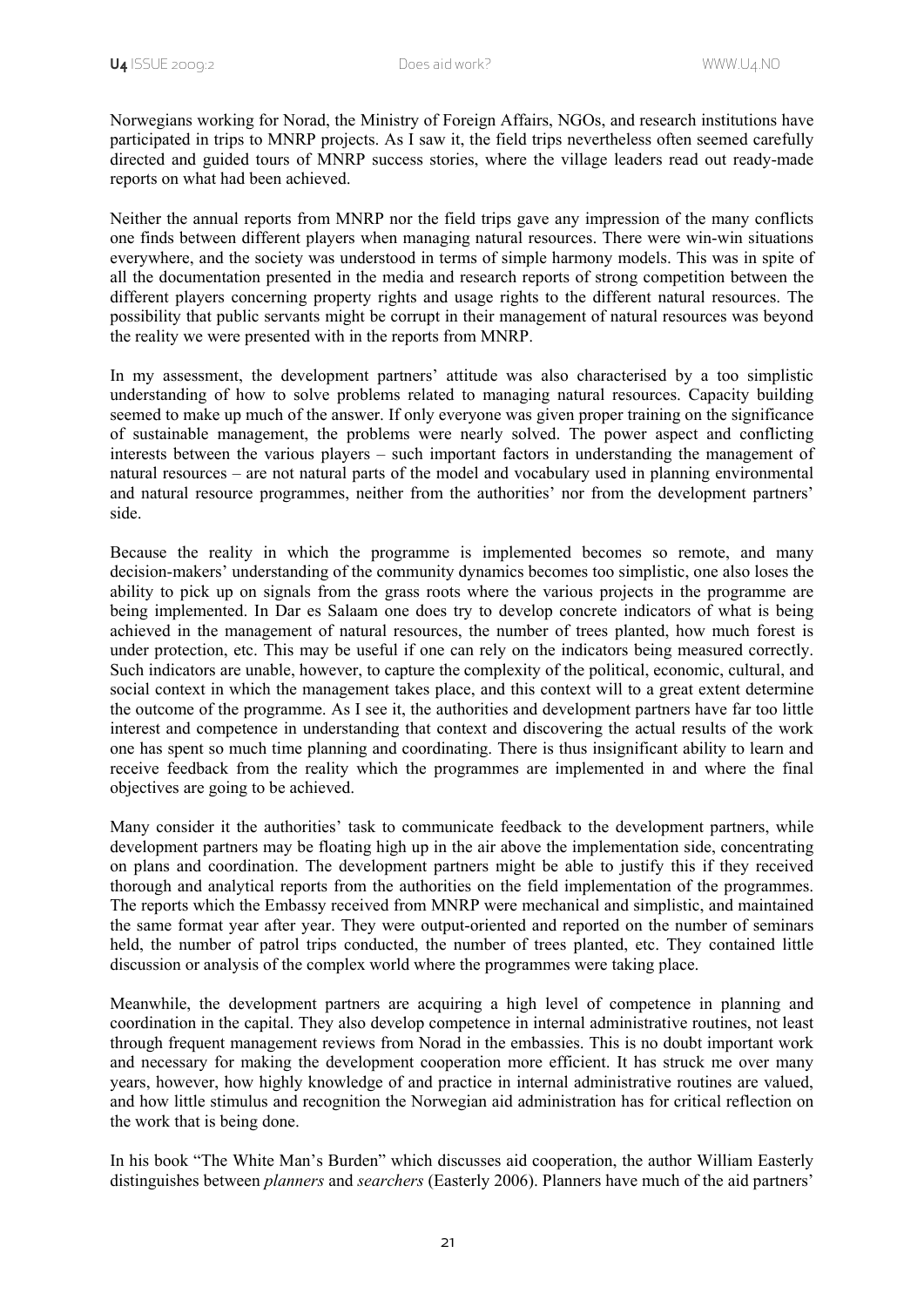Norwegians working for Norad, the Ministry of Foreign Affairs, NGOs, and research institutions have participated in trips to MNRP projects. As I saw it, the field trips nevertheless often seemed carefully directed and guided tours of MNRP success stories, where the village leaders read out ready-made reports on what had been achieved.

Neither the annual reports from MNRP nor the field trips gave any impression of the many conflicts one finds between different players when managing natural resources. There were win-win situations everywhere, and the society was understood in terms of simple harmony models. This was in spite of all the documentation presented in the media and research reports of strong competition between the different players concerning property rights and usage rights to the different natural resources. The possibility that public servants might be corrupt in their management of natural resources was beyond the reality we were presented with in the reports from MNRP.

In my assessment, the development partners' attitude was also characterised by a too simplistic understanding of how to solve problems related to managing natural resources. Capacity building seemed to make up much of the answer. If only everyone was given proper training on the significance of sustainable management, the problems were nearly solved. The power aspect and conflicting interests between the various players – such important factors in understanding the management of natural resources – are not natural parts of the model and vocabulary used in planning environmental and natural resource programmes, neither from the authorities' nor from the development partners' side.

Because the reality in which the programme is implemented becomes so remote, and many decision-makers' understanding of the community dynamics becomes too simplistic, one also loses the ability to pick up on signals from the grass roots where the various projects in the programme are being implemented. In Dar es Salaam one does try to develop concrete indicators of what is being achieved in the management of natural resources, the number of trees planted, how much forest is under protection, etc. This may be useful if one can rely on the indicators being measured correctly. Such indicators are unable, however, to capture the complexity of the political, economic, cultural, and social context in which the management takes place, and this context will to a great extent determine the outcome of the programme. As I see it, the authorities and development partners have far too little interest and competence in understanding that context and discovering the actual results of the work one has spent so much time planning and coordinating. There is thus insignificant ability to learn and receive feedback from the reality which the programmes are implemented in and where the final objectives are going to be achieved.

Many consider it the authorities' task to communicate feedback to the development partners, while development partners may be floating high up in the air above the implementation side, concentrating on plans and coordination. The development partners might be able to justify this if they received thorough and analytical reports from the authorities on the field implementation of the programmes. The reports which the Embassy received from MNRP were mechanical and simplistic, and maintained the same format year after year. They were output-oriented and reported on the number of seminars held, the number of patrol trips conducted, the number of trees planted, etc. They contained little discussion or analysis of the complex world where the programmes were taking place.

Meanwhile, the development partners are acquiring a high level of competence in planning and coordination in the capital. They also develop competence in internal administrative routines, not least through frequent management reviews from Norad in the embassies. This is no doubt important work and necessary for making the development cooperation more efficient. It has struck me over many years, however, how highly knowledge of and practice in internal administrative routines are valued, and how little stimulus and recognition the Norwegian aid administration has for critical reflection on the work that is being done.

In his book "The White Man's Burden" which discusses aid cooperation, the author William Easterly distinguishes between *planners* and *searchers* (Easterly 2006). Planners have much of the aid partners'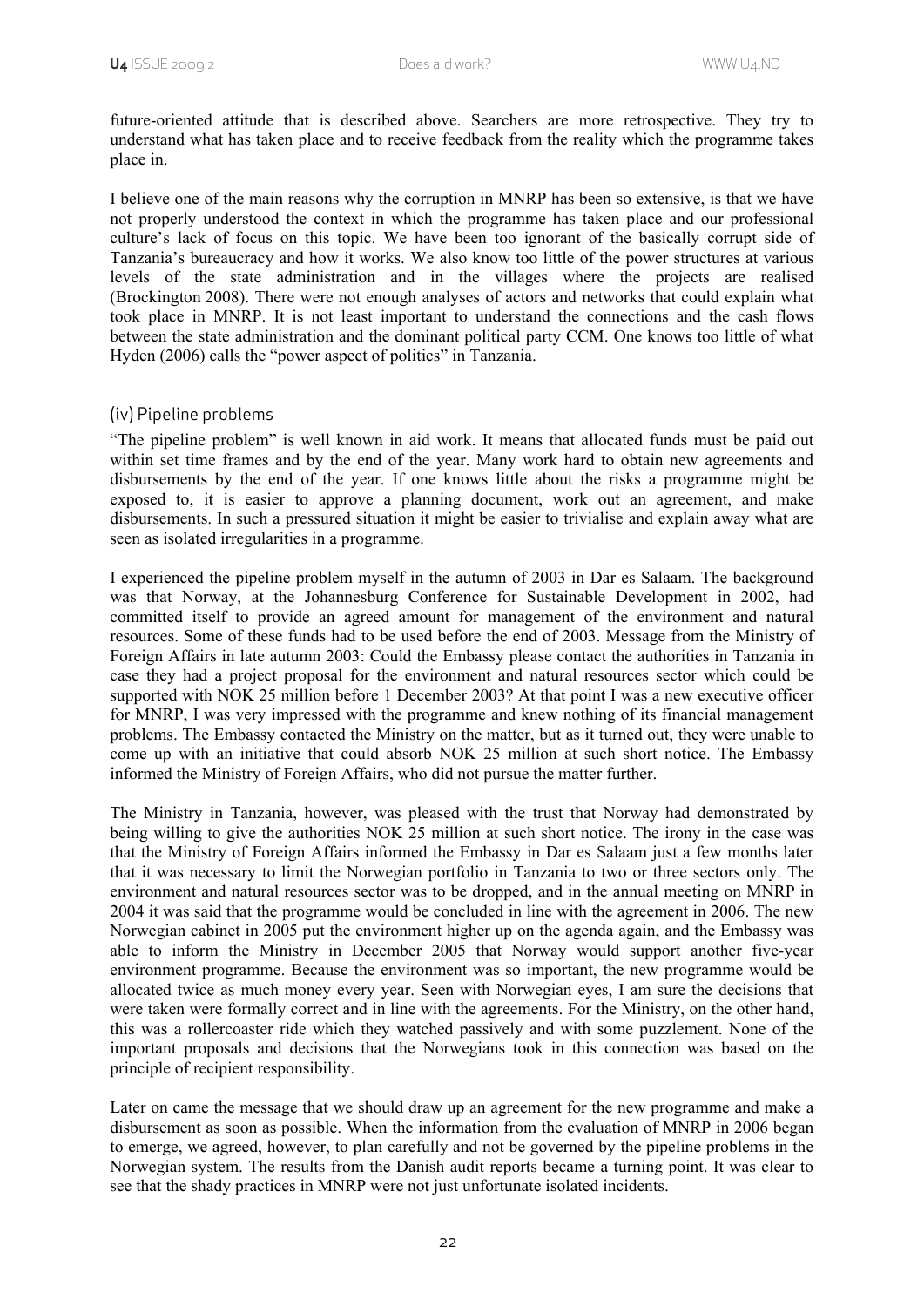future-oriented attitude that is described above. Searchers are more retrospective. They try to understand what has taken place and to receive feedback from the reality which the programme takes place in.

I believe one of the main reasons why the corruption in MNRP has been so extensive, is that we have not properly understood the context in which the programme has taken place and our professional culture's lack of focus on this topic. We have been too ignorant of the basically corrupt side of Tanzania's bureaucracy and how it works. We also know too little of the power structures at various levels of the state administration and in the villages where the projects are realised (Brockington 2008). There were not enough analyses of actors and networks that could explain what took place in MNRP. It is not least important to understand the connections and the cash flows between the state administration and the dominant political party CCM. One knows too little of what Hyden (2006) calls the "power aspect of politics" in Tanzania.

### (iv) Pipeline problems

"The pipeline problem" is well known in aid work. It means that allocated funds must be paid out within set time frames and by the end of the year. Many work hard to obtain new agreements and disbursements by the end of the year. If one knows little about the risks a programme might be exposed to, it is easier to approve a planning document, work out an agreement, and make disbursements. In such a pressured situation it might be easier to trivialise and explain away what are seen as isolated irregularities in a programme.

I experienced the pipeline problem myself in the autumn of 2003 in Dar es Salaam. The background was that Norway, at the Johannesburg Conference for Sustainable Development in 2002, had committed itself to provide an agreed amount for management of the environment and natural resources. Some of these funds had to be used before the end of 2003. Message from the Ministry of Foreign Affairs in late autumn 2003: Could the Embassy please contact the authorities in Tanzania in case they had a project proposal for the environment and natural resources sector which could be supported with NOK 25 million before 1 December 2003? At that point I was a new executive officer for MNRP, I was very impressed with the programme and knew nothing of its financial management problems. The Embassy contacted the Ministry on the matter, but as it turned out, they were unable to come up with an initiative that could absorb NOK 25 million at such short notice. The Embassy informed the Ministry of Foreign Affairs, who did not pursue the matter further.

The Ministry in Tanzania, however, was pleased with the trust that Norway had demonstrated by being willing to give the authorities NOK 25 million at such short notice. The irony in the case was that the Ministry of Foreign Affairs informed the Embassy in Dar es Salaam just a few months later that it was necessary to limit the Norwegian portfolio in Tanzania to two or three sectors only. The environment and natural resources sector was to be dropped, and in the annual meeting on MNRP in 2004 it was said that the programme would be concluded in line with the agreement in 2006. The new Norwegian cabinet in 2005 put the environment higher up on the agenda again, and the Embassy was able to inform the Ministry in December 2005 that Norway would support another five-year environment programme. Because the environment was so important, the new programme would be allocated twice as much money every year. Seen with Norwegian eyes, I am sure the decisions that were taken were formally correct and in line with the agreements. For the Ministry, on the other hand, this was a rollercoaster ride which they watched passively and with some puzzlement. None of the important proposals and decisions that the Norwegians took in this connection was based on the principle of recipient responsibility.

Later on came the message that we should draw up an agreement for the new programme and make a disbursement as soon as possible. When the information from the evaluation of MNRP in 2006 began to emerge, we agreed, however, to plan carefully and not be governed by the pipeline problems in the Norwegian system. The results from the Danish audit reports became a turning point. It was clear to see that the shady practices in MNRP were not just unfortunate isolated incidents.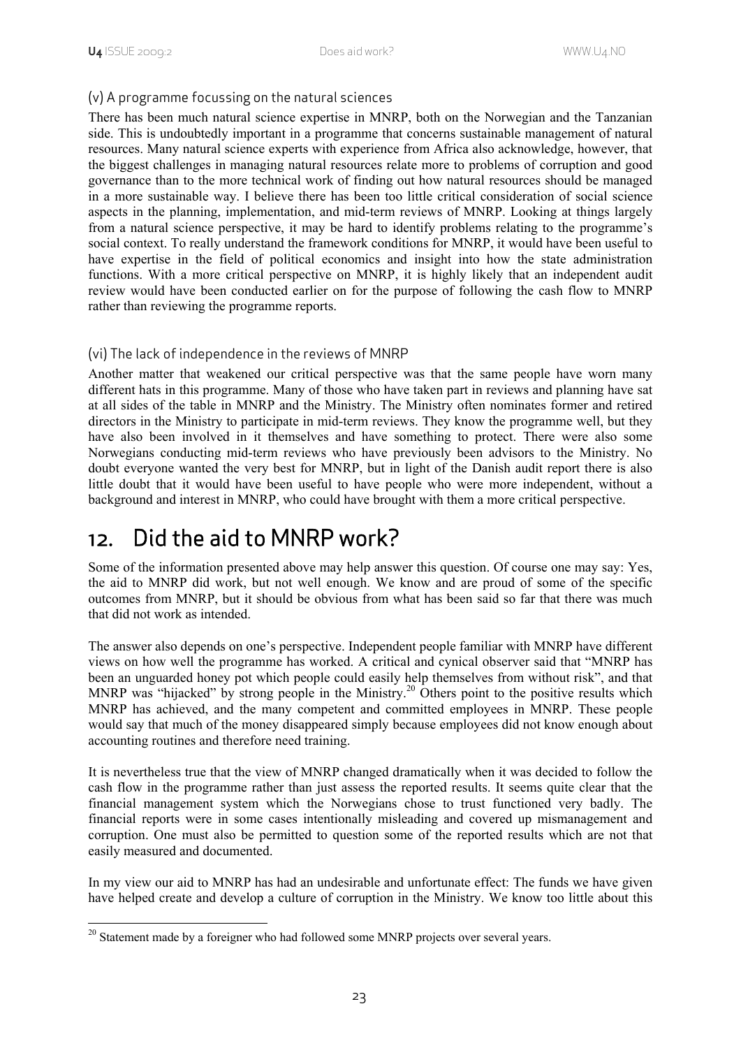### (v) A programme focussing on the natural sciences

There has been much natural science expertise in MNRP, both on the Norwegian and the Tanzanian side. This is undoubtedly important in a programme that concerns sustainable management of natural resources. Many natural science experts with experience from Africa also acknowledge, however, that the biggest challenges in managing natural resources relate more to problems of corruption and good governance than to the more technical work of finding out how natural resources should be managed in a more sustainable way. I believe there has been too little critical consideration of social science aspects in the planning, implementation, and mid-term reviews of MNRP. Looking at things largely from a natural science perspective, it may be hard to identify problems relating to the programme's social context. To really understand the framework conditions for MNRP, it would have been useful to have expertise in the field of political economics and insight into how the state administration functions. With a more critical perspective on MNRP, it is highly likely that an independent audit review would have been conducted earlier on for the purpose of following the cash flow to MNRP rather than reviewing the programme reports.

### (vi) The lack of independence in the reviews of MNRP

Another matter that weakened our critical perspective was that the same people have worn many different hats in this programme. Many of those who have taken part in reviews and planning have sat at all sides of the table in MNRP and the Ministry. The Ministry often nominates former and retired directors in the Ministry to participate in mid-term reviews. They know the programme well, but they have also been involved in it themselves and have something to protect. There were also some Norwegians conducting mid-term reviews who have previously been advisors to the Ministry. No doubt everyone wanted the very best for MNRP, but in light of the Danish audit report there is also little doubt that it would have been useful to have people who were more independent, without a background and interest in MNRP, who could have brought with them a more critical perspective.

## 12. Did the aid to MNRP work?

Some of the information presented above may help answer this question. Of course one may say: Yes, the aid to MNRP did work, but not well enough. We know and are proud of some of the specific outcomes from MNRP, but it should be obvious from what has been said so far that there was much that did not work as intended.

The answer also depends on one's perspective. Independent people familiar with MNRP have different views on how well the programme has worked. A critical and cynical observer said that "MNRP has been an unguarded honey pot which people could easily help themselves from without risk", and that MNRP was "hijacked" by strong people in the Ministry.[20] Others point to the positive results which MNRP has achieved, and the many competent and committed employees in MNRP. These people would say that much of the money disappeared simply because employees did not know enough about accounting routines and therefore need training.

It is nevertheless true that the view of MNRP changed dramatically when it was decided to follow the cash flow in the programme rather than just assess the reported results. It seems quite clear that the financial management system which the Norwegians chose to trust functioned very badly. The financial reports were in some cases intentionally misleading and covered up mismanagement and corruption. One must also be permitted to question some of the reported results which are not that easily measured and documented.

In my view our aid to MNRP has had an undesirable and unfortunate effect: The funds we have given have helped create and develop a culture of corruption in the Ministry. We know too little about this

---

[20] Statement made by a foreigner who had followed some MNRP projects over several years.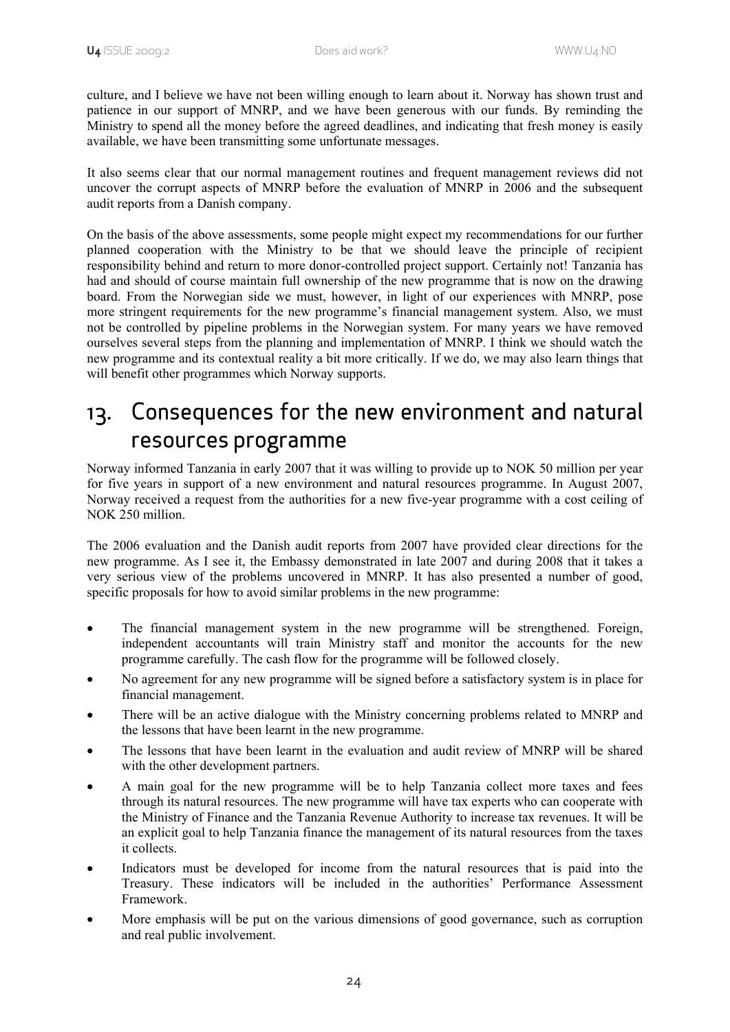culture, and I believe we have not been willing enough to learn about it. Norway has shown trust and patience in our support of MNRP, and we have been generous with our funds. By reminding the Ministry to spend all the money before the agreed deadlines, and indicating that fresh money is easily available, we have been transmitting some unfortunate messages.

It also seems clear that our normal management routines and frequent management reviews did not uncover the corrupt aspects of MNRP before the evaluation of MNRP in 2006 and the subsequent audit reports from a Danish company.

On the basis of the above assessments, some people might expect my recommendations for our further planned cooperation with the Ministry to be that we should leave the principle of recipient responsibility behind and return to more donor-controlled project support. Certainly not! Tanzania has had and should of course maintain full ownership of the new programme that is now on the drawing board. From the Norwegian side we must, however, in light of our experiences with MNRP, pose more stringent requirements for the new programme's financial management system. Also, we must not be controlled by pipeline problems in the Norwegian system. For many years we have removed ourselves several steps from the planning and implementation of MNRP. I think we should watch the new programme and its contextual reality a bit more critically. If we do, we may also learn things that will benefit other programmes which Norway supports.

# 13. Consequences for the new environment and natural resources programme

Norway informed Tanzania in early 2007 that it was willing to provide up to NOK 50 million per year for five years in support of a new environment and natural resources programme. In August 2007, Norway received a request from the authorities for a new five-year programme with a cost ceiling of NOK 250 million.

The 2006 evaluation and the Danish audit reports from 2007 have provided clear directions for the new programme. As I see it, the Embassy demonstrated in late 2007 and during 2008 that it takes a very serious view of the problems uncovered in MNRP. It has also presented a number of good, specific proposals for how to avoid similar problems in the new programme:

- The financial management system in the new programme will be strengthened. Foreign, independent accountants will train Ministry staff and monitor the accounts for the new programme carefully. The cash flow for the programme will be followed closely.
- No agreement for any new programme will be signed before a satisfactory system is in place for financial management.
- There will be an active dialogue with the Ministry concerning problems related to MNRP and the lessons that have been learnt in the new programme.
- The lessons that have been learnt in the evaluation and audit review of MNRP will be shared with the other development partners.
- A main goal for the new programme will be to help Tanzania collect more taxes and fees through its natural resources. The new programme will have tax experts who can cooperate with the Ministry of Finance and the Tanzania Revenue Authority to increase tax revenues. It will be an explicit goal to help Tanzania finance the management of its natural resources from the taxes it collects.
- Indicators must be developed for income from the natural resources that is paid into the Treasury. These indicators will be included in the authorities' Performance Assessment Framework.
- More emphasis will be put on the various dimensions of good governance, such as corruption and real public involvement.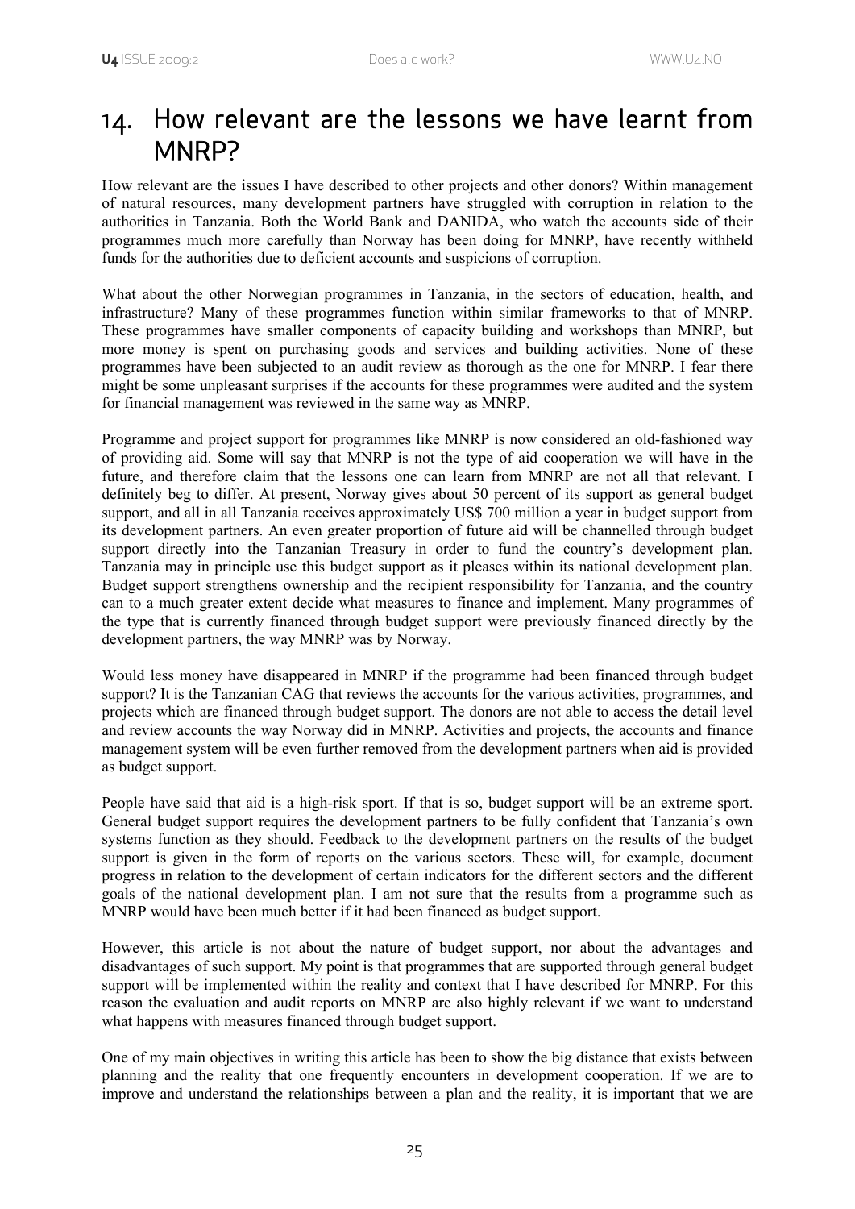## 14. How relevant are the lessons we have learnt from MNRP?

How relevant are the issues I have described to other projects and other donors? Within management of natural resources, many development partners have struggled with corruption in relation to the authorities in Tanzania. Both the World Bank and DANIDA, who watch the accounts side of their programmes much more carefully than Norway has been doing for MNRP, have recently withheld funds for the authorities due to deficient accounts and suspicions of corruption.

What about the other Norwegian programmes in Tanzania, in the sectors of education, health, and infrastructure? Many of these programmes function within similar frameworks to that of MNRP. These programmes have smaller components of capacity building and workshops than MNRP, but more money is spent on purchasing goods and services and building activities. None of these programmes have been subjected to an audit review as thorough as the one for MNRP. I fear there might be some unpleasant surprises if the accounts for these programmes were audited and the system for financial management was reviewed in the same way as MNRP.

Programme and project support for programmes like MNRP is now considered an old-fashioned way of providing aid. Some will say that MNRP is not the type of aid cooperation we will have in the future, and therefore claim that the lessons one can learn from MNRP are not all that relevant. I definitely beg to differ. At present, Norway gives about 50 percent of its support as general budget support, and all in all Tanzania receives approximately US$ 700 million a year in budget support from its development partners. An even greater proportion of future aid will be channelled through budget support directly into the Tanzanian Treasury in order to fund the country's development plan. Tanzania may in principle use this budget support as it pleases within its national development plan. Budget support strengthens ownership and the recipient responsibility for Tanzania, and the country can to a much greater extent decide what measures to finance and implement. Many programmes of the type that is currently financed through budget support were previously financed directly by the development partners, the way MNRP was by Norway.

Would less money have disappeared in MNRP if the programme had been financed through budget support? It is the Tanzanian CAG that reviews the accounts for the various activities, programmes, and projects which are financed through budget support. The donors are not able to access the detail level and review accounts the way Norway did in MNRP. Activities and projects, the accounts and finance management system will be even further removed from the development partners when aid is provided as budget support.

People have said that aid is a high-risk sport. If that is so, budget support will be an extreme sport. General budget support requires the development partners to be fully confident that Tanzania's own systems function as they should. Feedback to the development partners on the results of the budget support is given in the form of reports on the various sectors. These will, for example, document progress in relation to the development of certain indicators for the different sectors and the different goals of the national development plan. I am not sure that the results from a programme such as MNRP would have been much better if it had been financed as budget support.

However, this article is not about the nature of budget support, nor about the advantages and disadvantages of such support. My point is that programmes that are supported through general budget support will be implemented within the reality and context that I have described for MNRP. For this reason the evaluation and audit reports on MNRP are also highly relevant if we want to understand what happens with measures financed through budget support.

One of my main objectives in writing this article has been to show the big distance that exists between planning and the reality that one frequently encounters in development cooperation. If we are to improve and understand the relationships between a plan and the reality, it is important that we are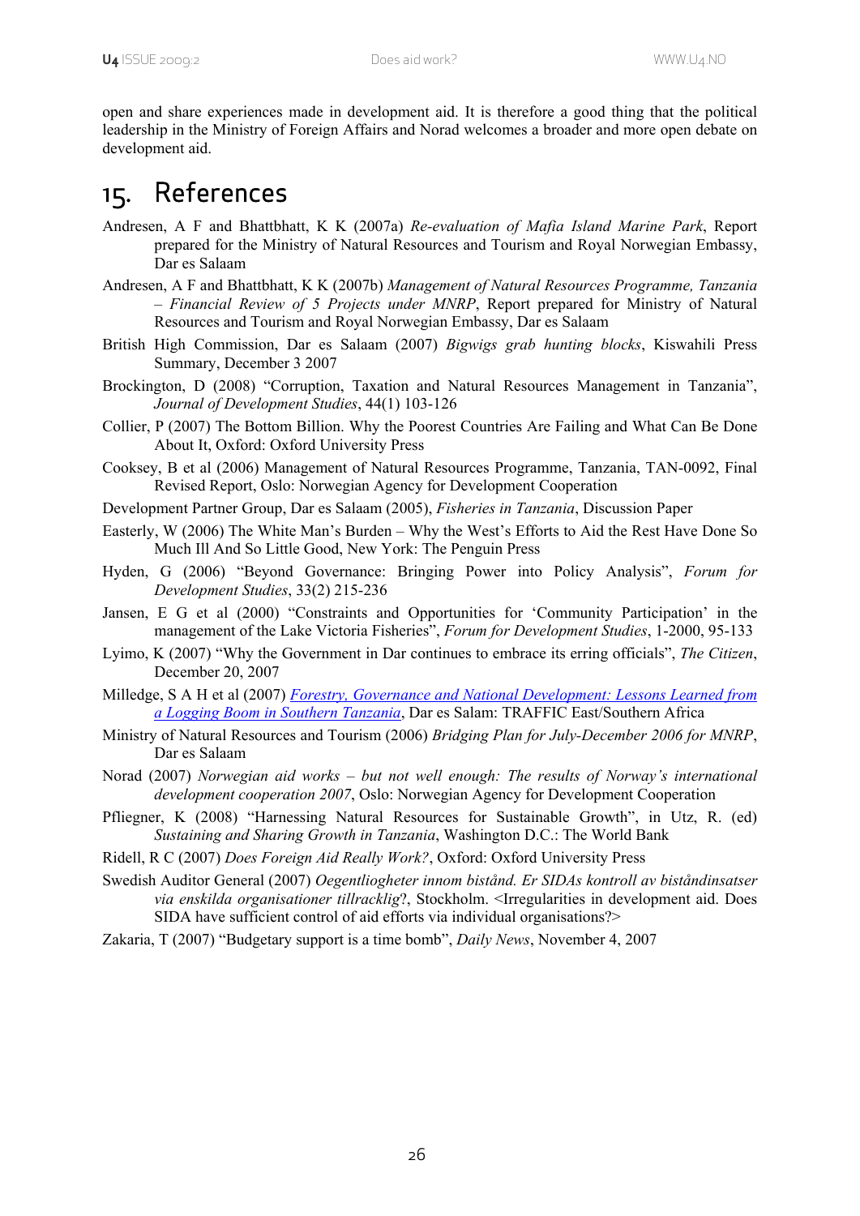open and share experiences made in development aid. It is therefore a good thing that the political leadership in the Ministry of Foreign Affairs and Norad welcomes a broader and more open debate on development aid.

# 15. References

Andresen, A F and Bhattbhatt, K K (2007a) *Re-evaluation of Mafia Island Marine Park*, Report prepared for the Ministry of Natural Resources and Tourism and Royal Norwegian Embassy, Dar es Salaam

Andresen, A F and Bhattbhatt, K K (2007b) *Management of Natural Resources Programme, Tanzania – Financial Review of 5 Projects under MNRP*, Report prepared for Ministry of Natural Resources and Tourism and Royal Norwegian Embassy, Dar es Salaam

British High Commission, Dar es Salaam (2007) *Bigwigs grab hunting blocks*, Kiswahili Press Summary, December 3 2007

Brockington, D (2008) "Corruption, Taxation and Natural Resources Management in Tanzania", *Journal of Development Studies*, 44(1) 103-126

Collier, P (2007) The Bottom Billion. Why the Poorest Countries Are Failing and What Can Be Done About It, Oxford: Oxford University Press

Cooksey, B et al (2006) Management of Natural Resources Programme, Tanzania, TAN-0092, Final Revised Report, Oslo: Norwegian Agency for Development Cooperation

Development Partner Group, Dar es Salaam (2005), *Fisheries in Tanzania*, Discussion Paper

Easterly, W (2006) The White Man's Burden – Why the West's Efforts to Aid the Rest Have Done So Much Ill And So Little Good, New York: The Penguin Press

Hyden, G (2006) "Beyond Governance: Bringing Power into Policy Analysis", *Forum for Development Studies*, 33(2) 215-236

Jansen, E G et al (2000) "Constraints and Opportunities for 'Community Participation' in the management of the Lake Victoria Fisheries", *Forum for Development Studies*, 1-2000, 95-133

Lyimo, K (2007) "Why the Government in Dar continues to embrace its erring officials", *The Citizen*, December 20, 2007

Milledge, S A H et al (2007) *Forestry, Governance and National Development: Lessons Learned from a Logging Boom in Southern Tanzania*, Dar es Salam: TRAFFIC East/Southern Africa

Ministry of Natural Resources and Tourism (2006) *Bridging Plan for July-December 2006 for MNRP*, Dar es Salaam

Norad (2007) *Norwegian aid works – but not well enough: The results of Norway's international development cooperation 2007*, Oslo: Norwegian Agency for Development Cooperation

Pfliegner, K (2008) "Harnessing Natural Resources for Sustainable Growth", in Utz, R. (ed) *Sustaining and Sharing Growth in Tanzania*, Washington D.C.: The World Bank

Ridell, R C (2007) *Does Foreign Aid Really Work?*, Oxford: Oxford University Press

Swedish Auditor General (2007) *Oegentliogheter innom bistånd. Er SIDAs kontroll av biståndinsatser via enskilda organisationer tillracklig*?, Stockholm. <Irregularities in development aid. Does SIDA have sufficient control of aid efforts via individual organisations?>

Zakaria, T (2007) "Budgetary support is a time bomb", *Daily News*, November 4, 2007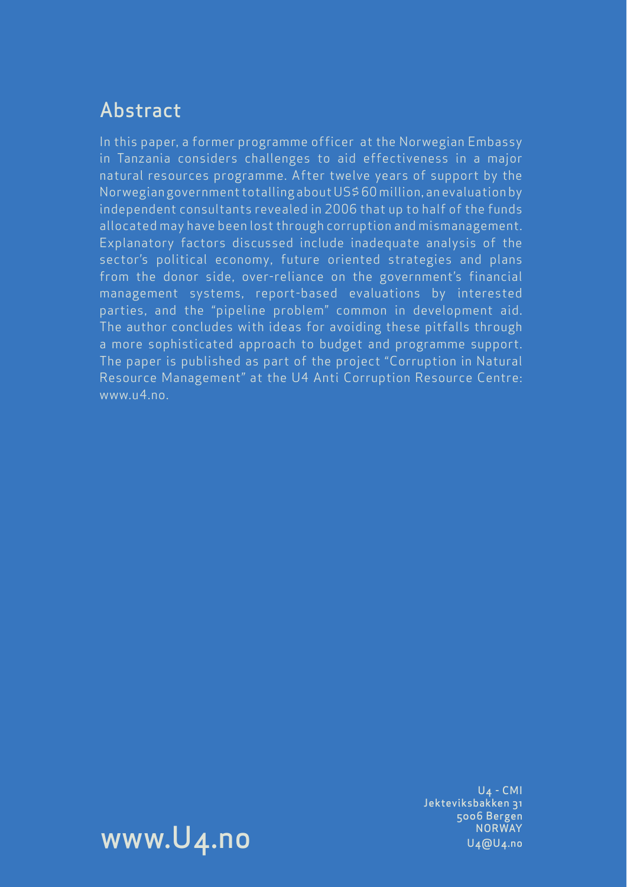## Abstract

In this paper, a former programme officer at the Norwegian Embassy in Tanzania considers challenges to aid effectiveness in a major natural resources programme. After twelve years of support by the Norwegian government totalling about US$ 60 million, an evaluation by independent consultants revealed in 2006 that up to half of the funds allocated may have been lost through corruption and mismanagement. Explanatory factors discussed include inadequate analysis of the sector's political economy, future oriented strategies and plans from the donor side, over-reliance on the government's financial management systems, report-based evaluations by interested parties, and the "pipeline problem" common in development aid. The author concludes with ideas for avoiding these pitfalls through a more sophisticated approach to budget and programme support. The paper is published as part of the project "Corruption in Natural Resource Management" at the U4 Anti Corruption Resource Centre: www.u4.no.

U4 - CMI
Jekteviksbakken 31
5006 Bergen
NORWAY
U4@U4.no

www.U4.no